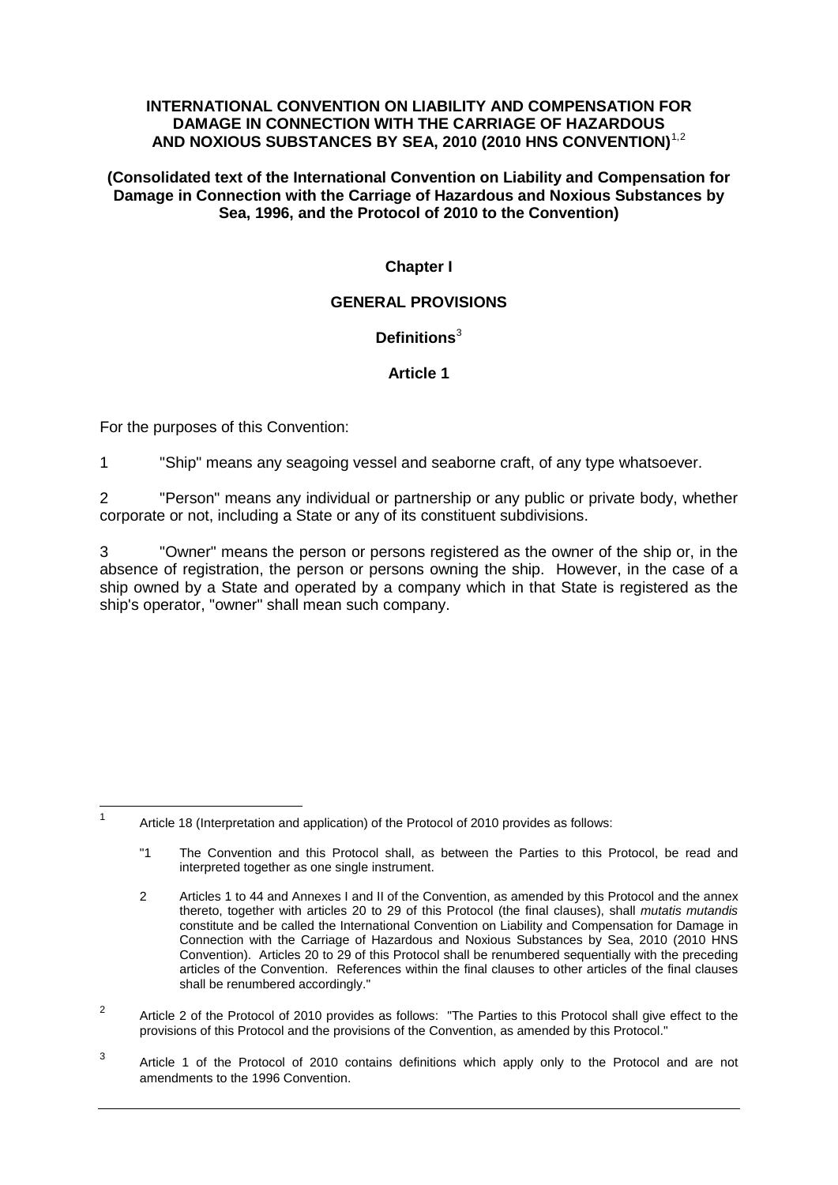**INTERNATIONAL CONVENTION ON LIABILITY AND COMPENSATION FOR DAMAGE IN CONNECTION WITH THE CARRIAGE OF HAZARDOUS AND NOXIOUS SUBSTANCES BY SEA, 2010 (2010 HNS CONVENTION)**[1,2]

**(Consolidated text of the International Convention on Liability and Compensation for Damage in Connection with the Carriage of Hazardous and Noxious Substances by Sea, 1996, and the Protocol of 2010 to the Convention)**

# Chapter I

## GENERAL PROVISIONS

### Definitions[3]

### Article 1

For the purposes of this Convention:

1 "Ship" means any seagoing vessel and seaborne craft, of any type whatsoever.

2 "Person" means any individual or partnership or any public or private body, whether corporate or not, including a State or any of its constituent subdivisions.

3 "Owner" means the person or persons registered as the owner of the ship or, in the absence of registration, the person or persons owning the ship. However, in the case of a ship owned by a State and operated by a company which in that State is registered as the ship's operator, "owner" shall mean such company.

---

[1] Article 18 (Interpretation and application) of the Protocol of 2010 provides as follows:

"1 The Convention and this Protocol shall, as between the Parties to this Protocol, be read and interpreted together as one single instrument.

2 Articles 1 to 44 and Annexes I and II of the Convention, as amended by this Protocol and the annex thereto, together with articles 20 to 29 of this Protocol (the final clauses), shall *mutatis mutandis* constitute and be called the International Convention on Liability and Compensation for Damage in Connection with the Carriage of Hazardous and Noxious Substances by Sea, 2010 (2010 HNS Convention). Articles 20 to 29 of this Protocol shall be renumbered sequentially with the preceding articles of the Convention. References within the final clauses to other articles of the final clauses shall be renumbered accordingly."

[2] Article 2 of the Protocol of 2010 provides as follows: "The Parties to this Protocol shall give effect to the provisions of this Protocol and the provisions of the Convention, as amended by this Protocol."

[3] Article 1 of the Protocol of 2010 contains definitions which apply only to the Protocol and are not amendments to the 1996 Convention.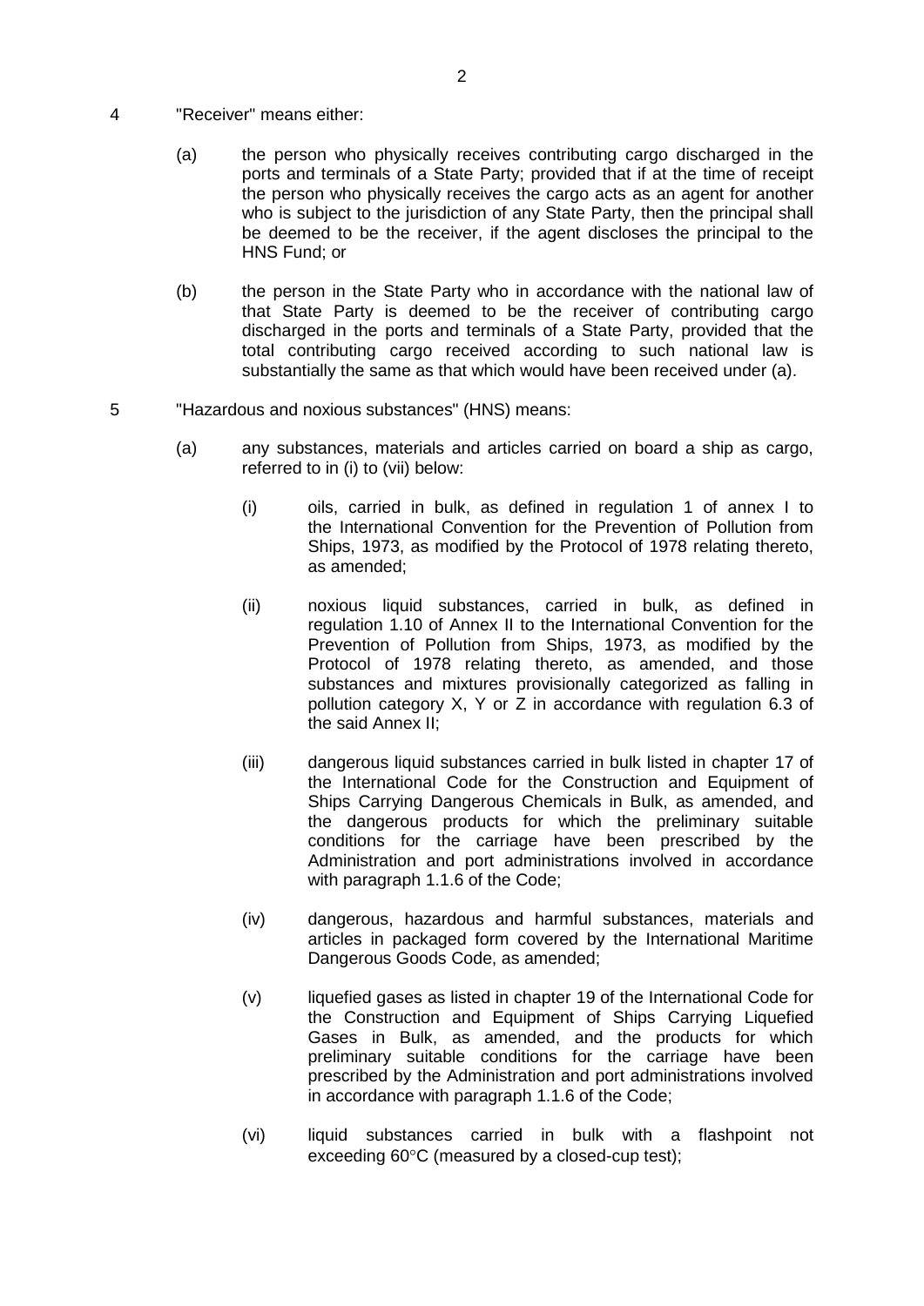4 "Receiver" means either:

(a) the person who physically receives contributing cargo discharged in the ports and terminals of a State Party; provided that if at the time of receipt the person who physically receives the cargo acts as an agent for another who is subject to the jurisdiction of any State Party, then the principal shall be deemed to be the receiver, if the agent discloses the principal to the HNS Fund; or

(b) the person in the State Party who in accordance with the national law of that State Party is deemed to be the receiver of contributing cargo discharged in the ports and terminals of a State Party, provided that the total contributing cargo received according to such national law is substantially the same as that which would have been received under (a).

5 "Hazardous and noxious substances" (HNS) means:

(a) any substances, materials and articles carried on board a ship as cargo, referred to in (i) to (vii) below:

(i) oils, carried in bulk, as defined in regulation 1 of annex I to the International Convention for the Prevention of Pollution from Ships, 1973, as modified by the Protocol of 1978 relating thereto, as amended;

(ii) noxious liquid substances, carried in bulk, as defined in regulation 1.10 of Annex II to the International Convention for the Prevention of Pollution from Ships, 1973, as modified by the Protocol of 1978 relating thereto, as amended, and those substances and mixtures provisionally categorized as falling in pollution category X, Y or Z in accordance with regulation 6.3 of the said Annex II;

(iii) dangerous liquid substances carried in bulk listed in chapter 17 of the International Code for the Construction and Equipment of Ships Carrying Dangerous Chemicals in Bulk, as amended, and the dangerous products for which the preliminary suitable conditions for the carriage have been prescribed by the Administration and port administrations involved in accordance with paragraph 1.1.6 of the Code;

(iv) dangerous, hazardous and harmful substances, materials and articles in packaged form covered by the International Maritime Dangerous Goods Code, as amended;

(v) liquefied gases as listed in chapter 19 of the International Code for the Construction and Equipment of Ships Carrying Liquefied Gases in Bulk, as amended, and the products for which preliminary suitable conditions for the carriage have been prescribed by the Administration and port administrations involved in accordance with paragraph 1.1.6 of the Code;

(vi) liquid substances carried in bulk with a flashpoint not exceeding 60°C (measured by a closed-cup test);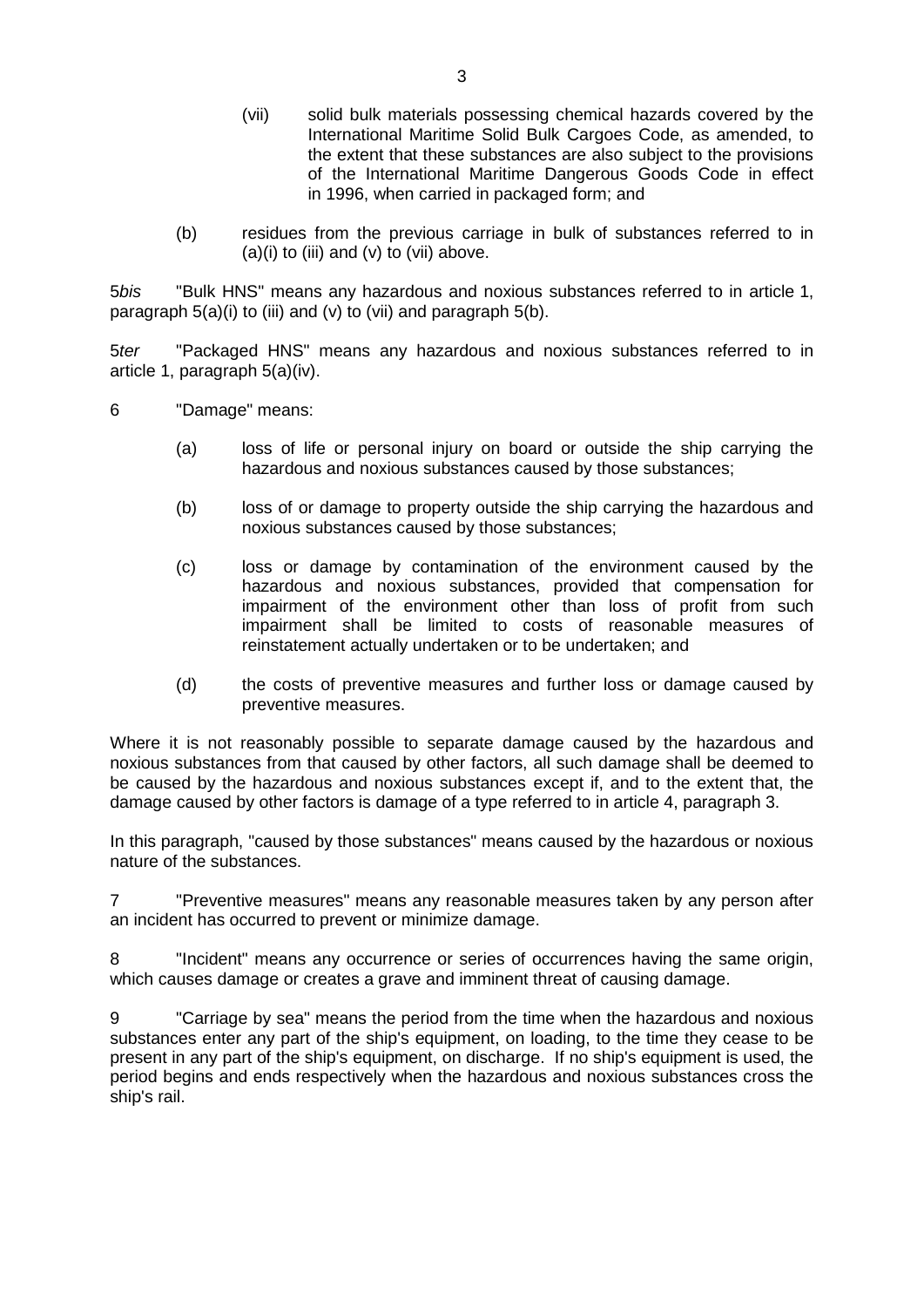(vii) solid bulk materials possessing chemical hazards covered by the International Maritime Solid Bulk Cargoes Code, as amended, to the extent that these substances are also subject to the provisions of the International Maritime Dangerous Goods Code in effect in 1996, when carried in packaged form; and

(b) residues from the previous carriage in bulk of substances referred to in (a)(i) to (iii) and (v) to (vii) above.

5*bis* "Bulk HNS" means any hazardous and noxious substances referred to in article 1, paragraph 5(a)(i) to (iii) and (v) to (vii) and paragraph 5(b).

5*ter* "Packaged HNS" means any hazardous and noxious substances referred to in article 1, paragraph 5(a)(iv).

6 "Damage" means:

(a) loss of life or personal injury on board or outside the ship carrying the hazardous and noxious substances caused by those substances;

(b) loss of or damage to property outside the ship carrying the hazardous and noxious substances caused by those substances;

(c) loss or damage by contamination of the environment caused by the hazardous and noxious substances, provided that compensation for impairment of the environment other than loss of profit from such impairment shall be limited to costs of reasonable measures of reinstatement actually undertaken or to be undertaken; and

(d) the costs of preventive measures and further loss or damage caused by preventive measures.

Where it is not reasonably possible to separate damage caused by the hazardous and noxious substances from that caused by other factors, all such damage shall be deemed to be caused by the hazardous and noxious substances except if, and to the extent that, the damage caused by other factors is damage of a type referred to in article 4, paragraph 3.

In this paragraph, "caused by those substances" means caused by the hazardous or noxious nature of the substances.

7 "Preventive measures" means any reasonable measures taken by any person after an incident has occurred to prevent or minimize damage.

8 "Incident" means any occurrence or series of occurrences having the same origin, which causes damage or creates a grave and imminent threat of causing damage.

9 "Carriage by sea" means the period from the time when the hazardous and noxious substances enter any part of the ship's equipment, on loading, to the time they cease to be present in any part of the ship's equipment, on discharge. If no ship's equipment is used, the period begins and ends respectively when the hazardous and noxious substances cross the ship's rail.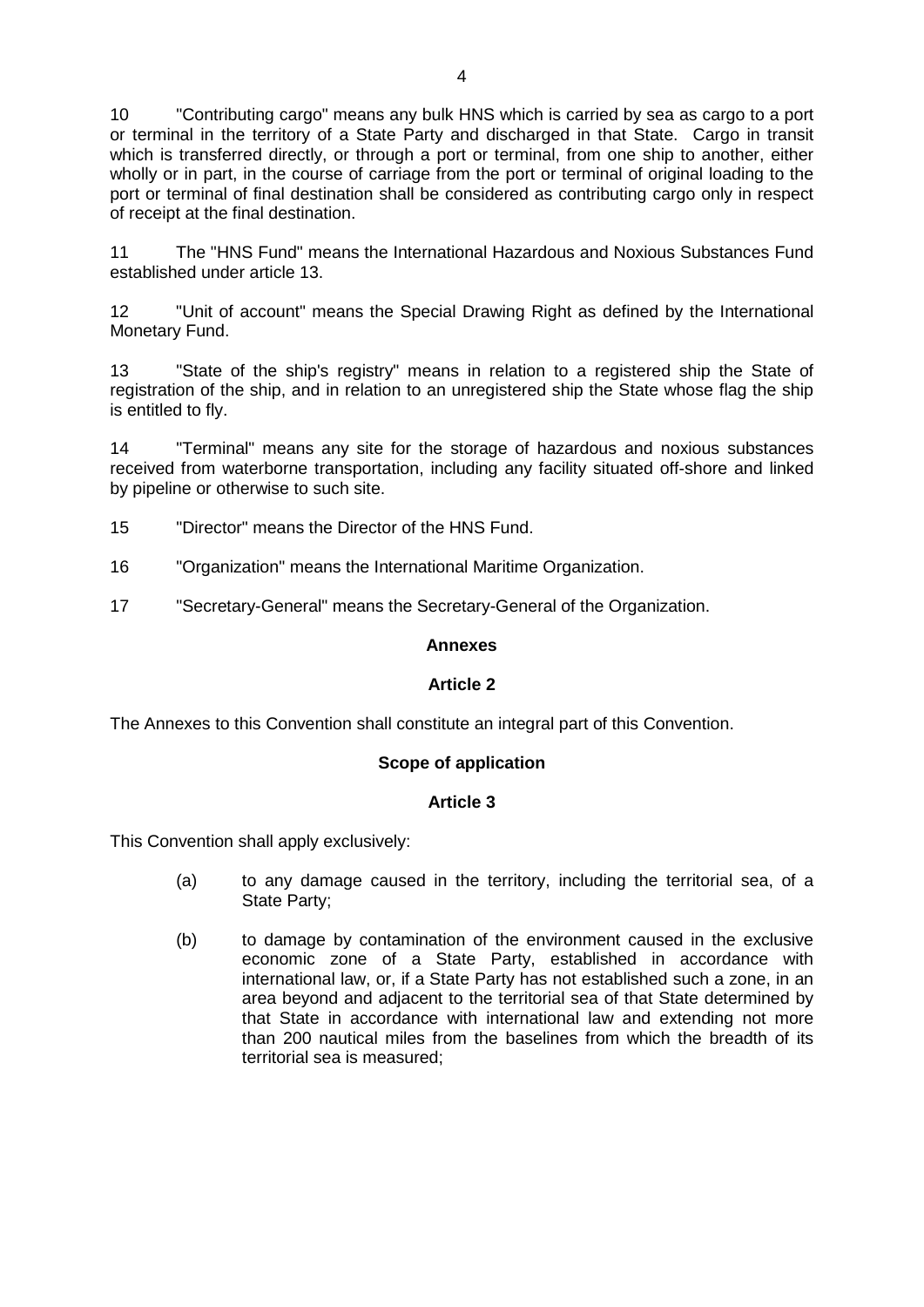10 "Contributing cargo" means any bulk HNS which is carried by sea as cargo to a port or terminal in the territory of a State Party and discharged in that State. Cargo in transit which is transferred directly, or through a port or terminal, from one ship to another, either wholly or in part, in the course of carriage from the port or terminal of original loading to the port or terminal of final destination shall be considered as contributing cargo only in respect of receipt at the final destination.

11 The "HNS Fund" means the International Hazardous and Noxious Substances Fund established under article 13.

12 "Unit of account" means the Special Drawing Right as defined by the International Monetary Fund.

13 "State of the ship's registry" means in relation to a registered ship the State of registration of the ship, and in relation to an unregistered ship the State whose flag the ship is entitled to fly.

14 "Terminal" means any site for the storage of hazardous and noxious substances received from waterborne transportation, including any facility situated off-shore and linked by pipeline or otherwise to such site.

15 "Director" means the Director of the HNS Fund.

16 "Organization" means the International Maritime Organization.

17 "Secretary-General" means the Secretary-General of the Organization.

**Annexes**

**Article 2**

The Annexes to this Convention shall constitute an integral part of this Convention.

**Scope of application**

**Article 3**

This Convention shall apply exclusively:

(a) to any damage caused in the territory, including the territorial sea, of a State Party;

(b) to damage by contamination of the environment caused in the exclusive economic zone of a State Party, established in accordance with international law, or, if a State Party has not established such a zone, in an area beyond and adjacent to the territorial sea of that State determined by that State in accordance with international law and extending not more than 200 nautical miles from the baselines from which the breadth of its territorial sea is measured;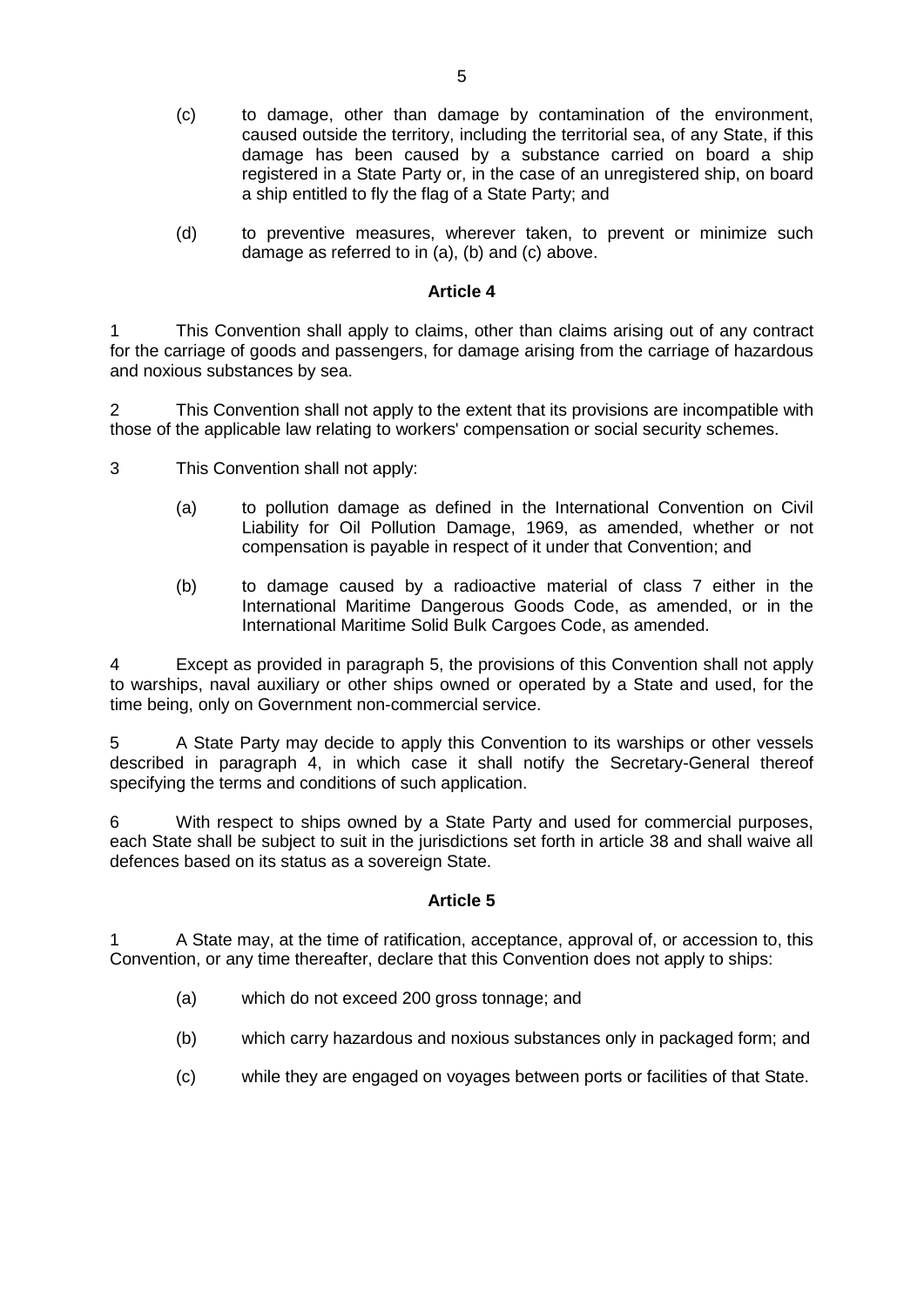(c) to damage, other than damage by contamination of the environment, caused outside the territory, including the territorial sea, of any State, if this damage has been caused by a substance carried on board a ship registered in a State Party or, in the case of an unregistered ship, on board a ship entitled to fly the flag of a State Party; and

(d) to preventive measures, wherever taken, to prevent or minimize such damage as referred to in (a), (b) and (c) above.

**Article 4**

1 This Convention shall apply to claims, other than claims arising out of any contract for the carriage of goods and passengers, for damage arising from the carriage of hazardous and noxious substances by sea.

2 This Convention shall not apply to the extent that its provisions are incompatible with those of the applicable law relating to workers' compensation or social security schemes.

3 This Convention shall not apply:

(a) to pollution damage as defined in the International Convention on Civil Liability for Oil Pollution Damage, 1969, as amended, whether or not compensation is payable in respect of it under that Convention; and

(b) to damage caused by a radioactive material of class 7 either in the International Maritime Dangerous Goods Code, as amended, or in the International Maritime Solid Bulk Cargoes Code, as amended.

4 Except as provided in paragraph 5, the provisions of this Convention shall not apply to warships, naval auxiliary or other ships owned or operated by a State and used, for the time being, only on Government non-commercial service.

5 A State Party may decide to apply this Convention to its warships or other vessels described in paragraph 4, in which case it shall notify the Secretary-General thereof specifying the terms and conditions of such application.

6 With respect to ships owned by a State Party and used for commercial purposes, each State shall be subject to suit in the jurisdictions set forth in article 38 and shall waive all defences based on its status as a sovereign State.

**Article 5**

1 A State may, at the time of ratification, acceptance, approval of, or accession to, this Convention, or any time thereafter, declare that this Convention does not apply to ships:

(a) which do not exceed 200 gross tonnage; and

(b) which carry hazardous and noxious substances only in packaged form; and

(c) while they are engaged on voyages between ports or facilities of that State.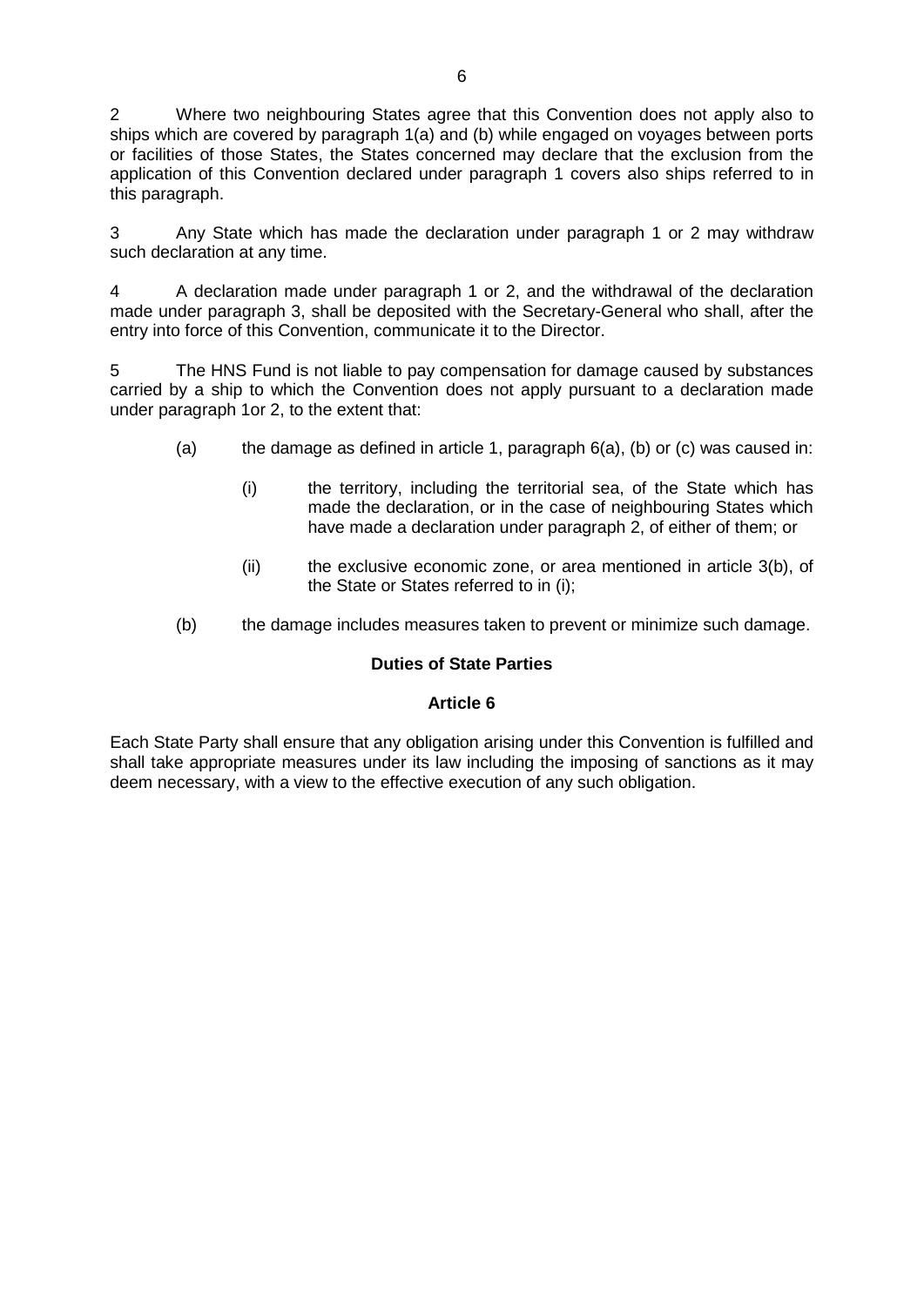2 Where two neighbouring States agree that this Convention does not apply also to ships which are covered by paragraph 1(a) and (b) while engaged on voyages between ports or facilities of those States, the States concerned may declare that the exclusion from the application of this Convention declared under paragraph 1 covers also ships referred to in this paragraph.

3 Any State which has made the declaration under paragraph 1 or 2 may withdraw such declaration at any time.

4 A declaration made under paragraph 1 or 2, and the withdrawal of the declaration made under paragraph 3, shall be deposited with the Secretary-General who shall, after the entry into force of this Convention, communicate it to the Director.

5 The HNS Fund is not liable to pay compensation for damage caused by substances carried by a ship to which the Convention does not apply pursuant to a declaration made under paragraph 1or 2, to the extent that:

(a) the damage as defined in article 1, paragraph 6(a), (b) or (c) was caused in:

(i) the territory, including the territorial sea, of the State which has made the declaration, or in the case of neighbouring States which have made a declaration under paragraph 2, of either of them; or

(ii) the exclusive economic zone, or area mentioned in article 3(b), of the State or States referred to in (i);

(b) the damage includes measures taken to prevent or minimize such damage.

**Duties of State Parties**

**Article 6**

Each State Party shall ensure that any obligation arising under this Convention is fulfilled and shall take appropriate measures under its law including the imposing of sanctions as it may deem necessary, with a view to the effective execution of any such obligation.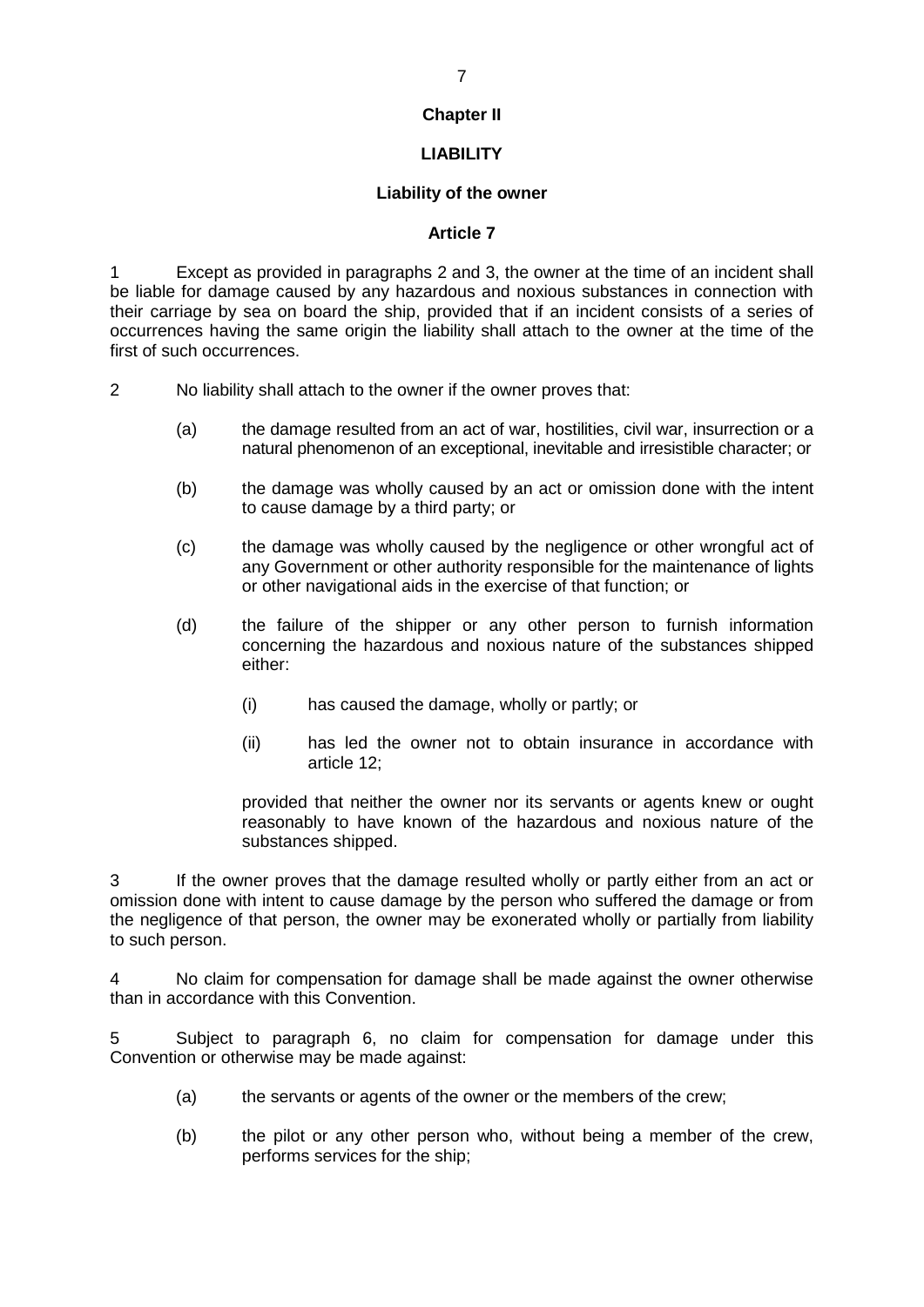## Chapter II

## LIABILITY

### Liability of the owner

### Article 7

1 Except as provided in paragraphs 2 and 3, the owner at the time of an incident shall be liable for damage caused by any hazardous and noxious substances in connection with their carriage by sea on board the ship, provided that if an incident consists of a series of occurrences having the same origin the liability shall attach to the owner at the time of the first of such occurrences.

2 No liability shall attach to the owner if the owner proves that:

- (a) the damage resulted from an act of war, hostilities, civil war, insurrection or a natural phenomenon of an exceptional, inevitable and irresistible character; or

- (b) the damage was wholly caused by an act or omission done with the intent to cause damage by a third party; or

- (c) the damage was wholly caused by the negligence or other wrongful act of any Government or other authority responsible for the maintenance of lights or other navigational aids in the exercise of that function; or

- (d) the failure of the shipper or any other person to furnish information concerning the hazardous and noxious nature of the substances shipped either:

  - (i) has caused the damage, wholly or partly; or

  - (ii) has led the owner not to obtain insurance in accordance with article 12;

  provided that neither the owner nor its servants or agents knew or ought reasonably to have known of the hazardous and noxious nature of the substances shipped.

3 If the owner proves that the damage resulted wholly or partly either from an act or omission done with intent to cause damage by the person who suffered the damage or from the negligence of that person, the owner may be exonerated wholly or partially from liability to such person.

4 No claim for compensation for damage shall be made against the owner otherwise than in accordance with this Convention.

5 Subject to paragraph 6, no claim for compensation for damage under this Convention or otherwise may be made against:

- (a) the servants or agents of the owner or the members of the crew;

- (b) the pilot or any other person who, without being a member of the crew, performs services for the ship;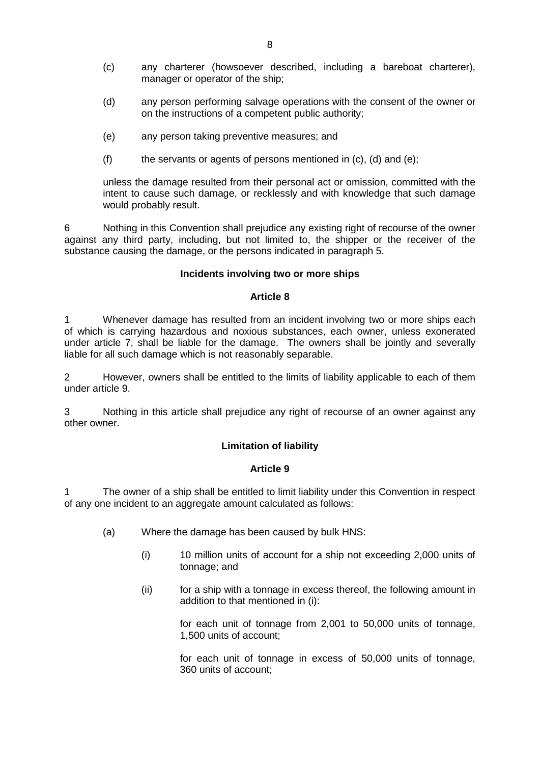(c) any charterer (howsoever described, including a bareboat charterer), manager or operator of the ship;

(d) any person performing salvage operations with the consent of the owner or on the instructions of a competent public authority;

(e) any person taking preventive measures; and

(f) the servants or agents of persons mentioned in (c), (d) and (e);

unless the damage resulted from their personal act or omission, committed with the intent to cause such damage, or recklessly and with knowledge that such damage would probably result.

6 Nothing in this Convention shall prejudice any existing right of recourse of the owner against any third party, including, but not limited to, the shipper or the receiver of the substance causing the damage, or the persons indicated in paragraph 5.

**Incidents involving two or more ships**

**Article 8**

1 Whenever damage has resulted from an incident involving two or more ships each of which is carrying hazardous and noxious substances, each owner, unless exonerated under article 7, shall be liable for the damage. The owners shall be jointly and severally liable for all such damage which is not reasonably separable.

2 However, owners shall be entitled to the limits of liability applicable to each of them under article 9.

3 Nothing in this article shall prejudice any right of recourse of an owner against any other owner.

**Limitation of liability**

**Article 9**

1 The owner of a ship shall be entitled to limit liability under this Convention in respect of any one incident to an aggregate amount calculated as follows:

(a) Where the damage has been caused by bulk HNS:

(i) 10 million units of account for a ship not exceeding 2,000 units of tonnage; and

(ii) for a ship with a tonnage in excess thereof, the following amount in addition to that mentioned in (i):

for each unit of tonnage from 2,001 to 50,000 units of tonnage, 1,500 units of account;

for each unit of tonnage in excess of 50,000 units of tonnage, 360 units of account;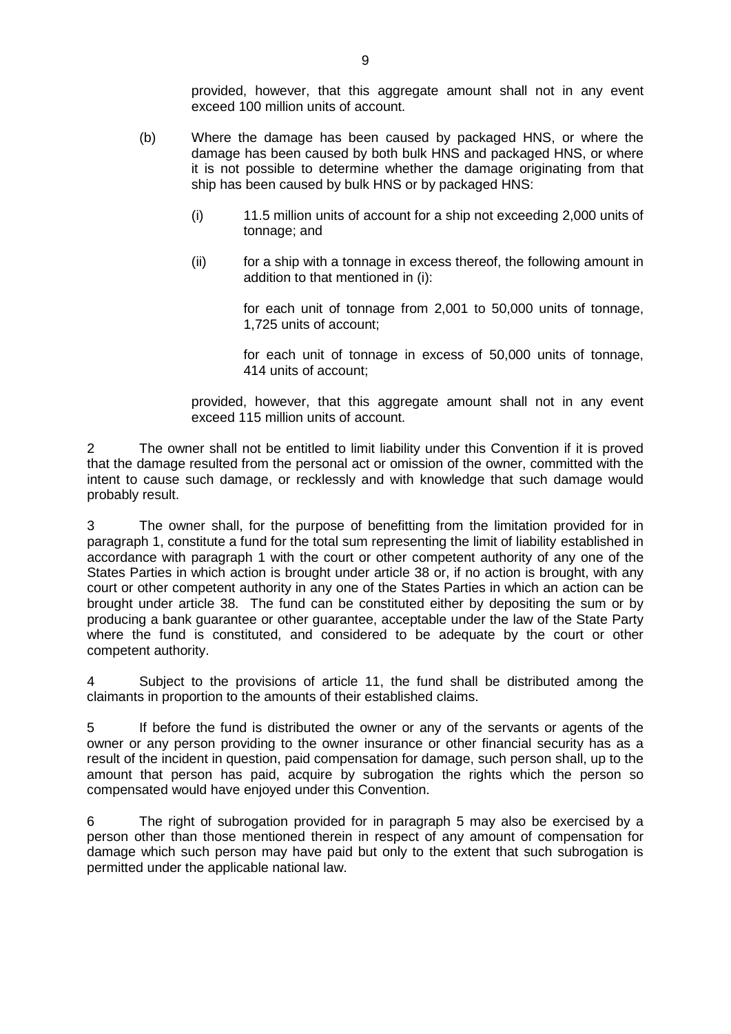provided, however, that this aggregate amount shall not in any event exceed 100 million units of account.

(b) Where the damage has been caused by packaged HNS, or where the damage has been caused by both bulk HNS and packaged HNS, or where it is not possible to determine whether the damage originating from that ship has been caused by bulk HNS or by packaged HNS:

(i) 11.5 million units of account for a ship not exceeding 2,000 units of tonnage; and

(ii) for a ship with a tonnage in excess thereof, the following amount in addition to that mentioned in (i):

for each unit of tonnage from 2,001 to 50,000 units of tonnage, 1,725 units of account;

for each unit of tonnage in excess of 50,000 units of tonnage, 414 units of account;

provided, however, that this aggregate amount shall not in any event exceed 115 million units of account.

2 The owner shall not be entitled to limit liability under this Convention if it is proved that the damage resulted from the personal act or omission of the owner, committed with the intent to cause such damage, or recklessly and with knowledge that such damage would probably result.

3 The owner shall, for the purpose of benefitting from the limitation provided for in paragraph 1, constitute a fund for the total sum representing the limit of liability established in accordance with paragraph 1 with the court or other competent authority of any one of the States Parties in which action is brought under article 38 or, if no action is brought, with any court or other competent authority in any one of the States Parties in which an action can be brought under article 38. The fund can be constituted either by depositing the sum or by producing a bank guarantee or other guarantee, acceptable under the law of the State Party where the fund is constituted, and considered to be adequate by the court or other competent authority.

4 Subject to the provisions of article 11, the fund shall be distributed among the claimants in proportion to the amounts of their established claims.

5 If before the fund is distributed the owner or any of the servants or agents of the owner or any person providing to the owner insurance or other financial security has as a result of the incident in question, paid compensation for damage, such person shall, up to the amount that person has paid, acquire by subrogation the rights which the person so compensated would have enjoyed under this Convention.

6 The right of subrogation provided for in paragraph 5 may also be exercised by a person other than those mentioned therein in respect of any amount of compensation for damage which such person may have paid but only to the extent that such subrogation is permitted under the applicable national law.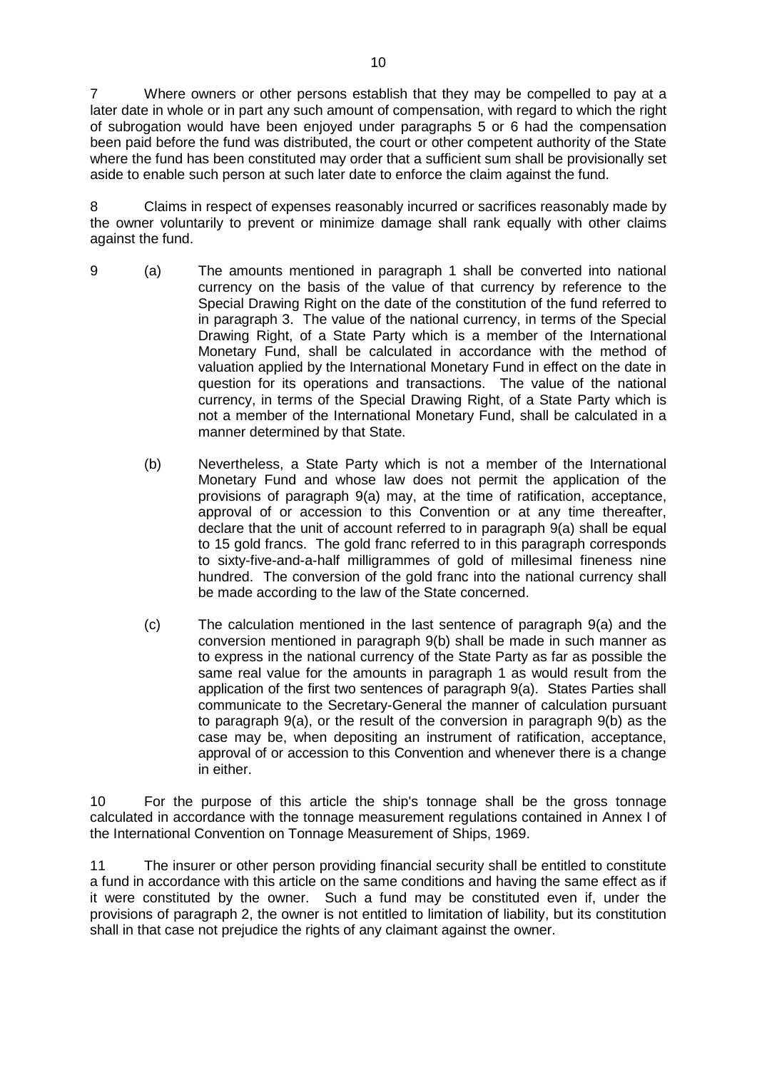7 Where owners or other persons establish that they may be compelled to pay at a later date in whole or in part any such amount of compensation, with regard to which the right of subrogation would have been enjoyed under paragraphs 5 or 6 had the compensation been paid before the fund was distributed, the court or other competent authority of the State where the fund has been constituted may order that a sufficient sum shall be provisionally set aside to enable such person at such later date to enforce the claim against the fund.

8 Claims in respect of expenses reasonably incurred or sacrifices reasonably made by the owner voluntarily to prevent or minimize damage shall rank equally with other claims against the fund.

9 (a) The amounts mentioned in paragraph 1 shall be converted into national currency on the basis of the value of that currency by reference to the Special Drawing Right on the date of the constitution of the fund referred to in paragraph 3. The value of the national currency, in terms of the Special Drawing Right, of a State Party which is a member of the International Monetary Fund, shall be calculated in accordance with the method of valuation applied by the International Monetary Fund in effect on the date in question for its operations and transactions. The value of the national currency, in terms of the Special Drawing Right, of a State Party which is not a member of the International Monetary Fund, shall be calculated in a manner determined by that State.

(b) Nevertheless, a State Party which is not a member of the International Monetary Fund and whose law does not permit the application of the provisions of paragraph 9(a) may, at the time of ratification, acceptance, approval of or accession to this Convention or at any time thereafter, declare that the unit of account referred to in paragraph 9(a) shall be equal to 15 gold francs. The gold franc referred to in this paragraph corresponds to sixty-five-and-a-half milligrammes of gold of millesimal fineness nine hundred. The conversion of the gold franc into the national currency shall be made according to the law of the State concerned.

(c) The calculation mentioned in the last sentence of paragraph 9(a) and the conversion mentioned in paragraph 9(b) shall be made in such manner as to express in the national currency of the State Party as far as possible the same real value for the amounts in paragraph 1 as would result from the application of the first two sentences of paragraph 9(a). States Parties shall communicate to the Secretary-General the manner of calculation pursuant to paragraph 9(a), or the result of the conversion in paragraph 9(b) as the case may be, when depositing an instrument of ratification, acceptance, approval of or accession to this Convention and whenever there is a change in either.

10 For the purpose of this article the ship's tonnage shall be the gross tonnage calculated in accordance with the tonnage measurement regulations contained in Annex I of the International Convention on Tonnage Measurement of Ships, 1969.

11 The insurer or other person providing financial security shall be entitled to constitute a fund in accordance with this article on the same conditions and having the same effect as if it were constituted by the owner. Such a fund may be constituted even if, under the provisions of paragraph 2, the owner is not entitled to limitation of liability, but its constitution shall in that case not prejudice the rights of any claimant against the owner.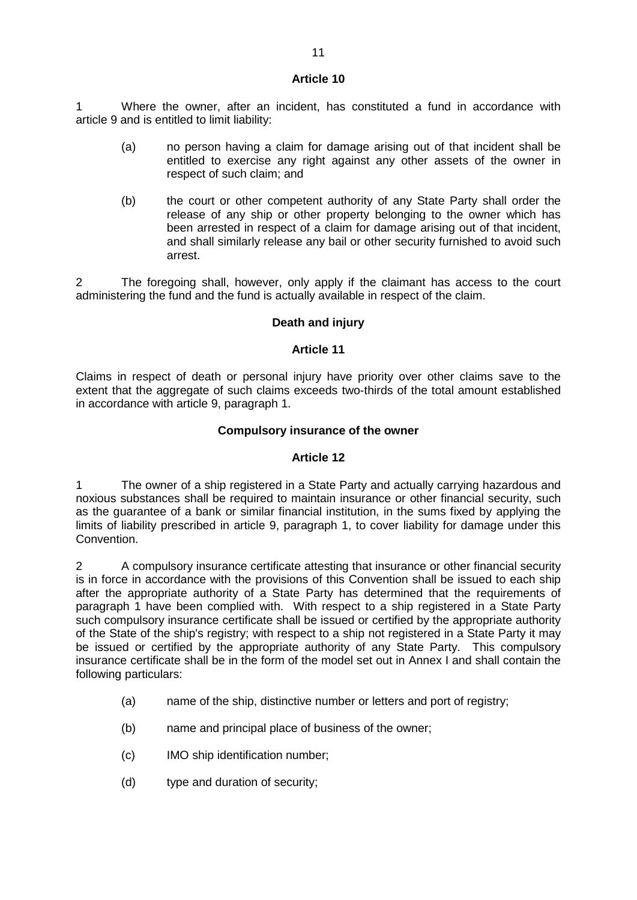**Article 10**

1 Where the owner, after an incident, has constituted a fund in accordance with article 9 and is entitled to limit liability:

(a) no person having a claim for damage arising out of that incident shall be entitled to exercise any right against any other assets of the owner in respect of such claim; and

(b) the court or other competent authority of any State Party shall order the release of any ship or other property belonging to the owner which has been arrested in respect of a claim for damage arising out of that incident, and shall similarly release any bail or other security furnished to avoid such arrest.

2 The foregoing shall, however, only apply if the claimant has access to the court administering the fund and the fund is actually available in respect of the claim.

**Death and injury**

**Article 11**

Claims in respect of death or personal injury have priority over other claims save to the extent that the aggregate of such claims exceeds two-thirds of the total amount established in accordance with article 9, paragraph 1.

**Compulsory insurance of the owner**

**Article 12**

1 The owner of a ship registered in a State Party and actually carrying hazardous and noxious substances shall be required to maintain insurance or other financial security, such as the guarantee of a bank or similar financial institution, in the sums fixed by applying the limits of liability prescribed in article 9, paragraph 1, to cover liability for damage under this Convention.

2 A compulsory insurance certificate attesting that insurance or other financial security is in force in accordance with the provisions of this Convention shall be issued to each ship after the appropriate authority of a State Party has determined that the requirements of paragraph 1 have been complied with. With respect to a ship registered in a State Party such compulsory insurance certificate shall be issued or certified by the appropriate authority of the State of the ship's registry; with respect to a ship not registered in a State Party it may be issued or certified by the appropriate authority of any State Party. This compulsory insurance certificate shall be in the form of the model set out in Annex I and shall contain the following particulars:

(a) name of the ship, distinctive number or letters and port of registry;

(b) name and principal place of business of the owner;

(c) IMO ship identification number;

(d) type and duration of security;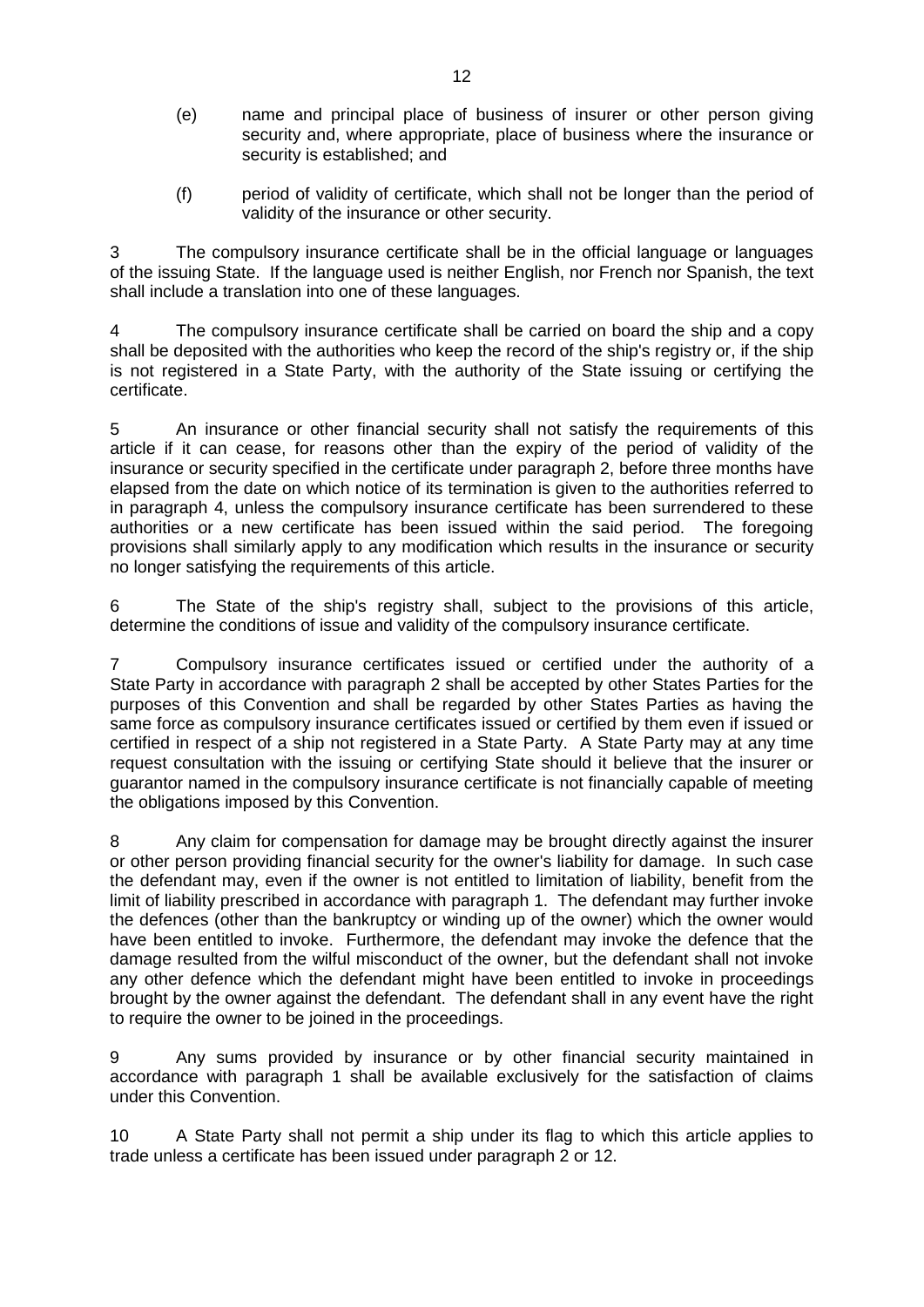(e) name and principal place of business of insurer or other person giving security and, where appropriate, place of business where the insurance or security is established; and

(f) period of validity of certificate, which shall not be longer than the period of validity of the insurance or other security.

3 The compulsory insurance certificate shall be in the official language or languages of the issuing State. If the language used is neither English, nor French nor Spanish, the text shall include a translation into one of these languages.

4 The compulsory insurance certificate shall be carried on board the ship and a copy shall be deposited with the authorities who keep the record of the ship's registry or, if the ship is not registered in a State Party, with the authority of the State issuing or certifying the certificate.

5 An insurance or other financial security shall not satisfy the requirements of this article if it can cease, for reasons other than the expiry of the period of validity of the insurance or security specified in the certificate under paragraph 2, before three months have elapsed from the date on which notice of its termination is given to the authorities referred to in paragraph 4, unless the compulsory insurance certificate has been surrendered to these authorities or a new certificate has been issued within the said period. The foregoing provisions shall similarly apply to any modification which results in the insurance or security no longer satisfying the requirements of this article.

6 The State of the ship's registry shall, subject to the provisions of this article, determine the conditions of issue and validity of the compulsory insurance certificate.

7 Compulsory insurance certificates issued or certified under the authority of a State Party in accordance with paragraph 2 shall be accepted by other States Parties for the purposes of this Convention and shall be regarded by other States Parties as having the same force as compulsory insurance certificates issued or certified by them even if issued or certified in respect of a ship not registered in a State Party. A State Party may at any time request consultation with the issuing or certifying State should it believe that the insurer or guarantor named in the compulsory insurance certificate is not financially capable of meeting the obligations imposed by this Convention.

8 Any claim for compensation for damage may be brought directly against the insurer or other person providing financial security for the owner's liability for damage. In such case the defendant may, even if the owner is not entitled to limitation of liability, benefit from the limit of liability prescribed in accordance with paragraph 1. The defendant may further invoke the defences (other than the bankruptcy or winding up of the owner) which the owner would have been entitled to invoke. Furthermore, the defendant may invoke the defence that the damage resulted from the wilful misconduct of the owner, but the defendant shall not invoke any other defence which the defendant might have been entitled to invoke in proceedings brought by the owner against the defendant. The defendant shall in any event have the right to require the owner to be joined in the proceedings.

9 Any sums provided by insurance or by other financial security maintained in accordance with paragraph 1 shall be available exclusively for the satisfaction of claims under this Convention.

10 A State Party shall not permit a ship under its flag to which this article applies to trade unless a certificate has been issued under paragraph 2 or 12.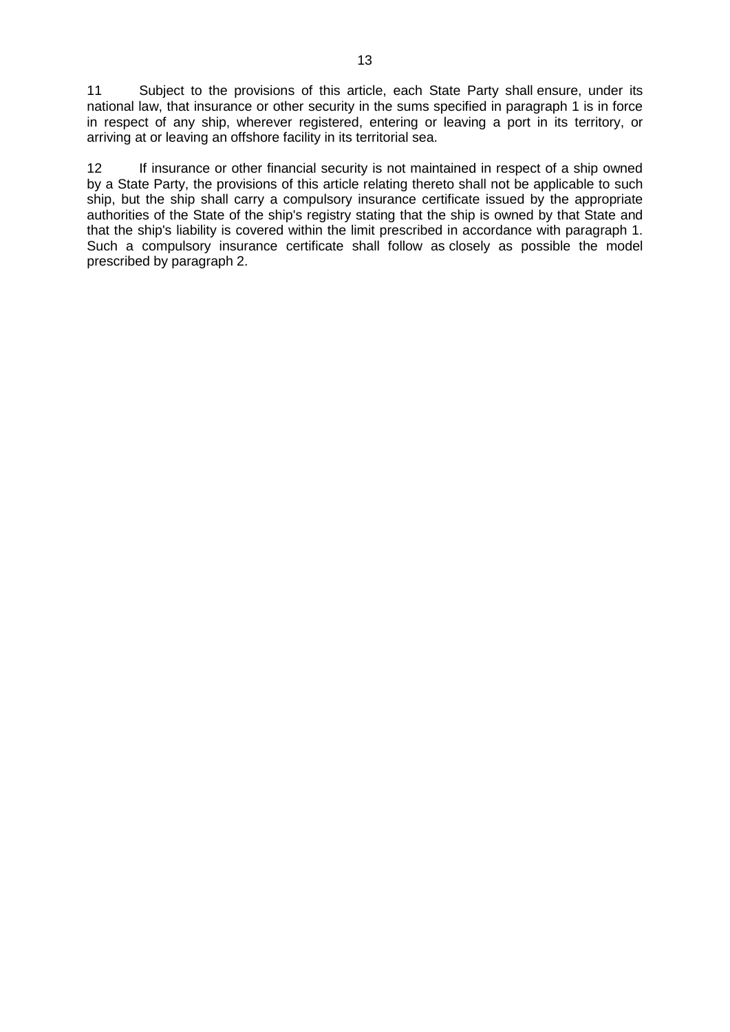11 Subject to the provisions of this article, each State Party shall ensure, under its national law, that insurance or other security in the sums specified in paragraph 1 is in force in respect of any ship, wherever registered, entering or leaving a port in its territory, or arriving at or leaving an offshore facility in its territorial sea.

12 If insurance or other financial security is not maintained in respect of a ship owned by a State Party, the provisions of this article relating thereto shall not be applicable to such ship, but the ship shall carry a compulsory insurance certificate issued by the appropriate authorities of the State of the ship's registry stating that the ship is owned by that State and that the ship's liability is covered within the limit prescribed in accordance with paragraph 1. Such a compulsory insurance certificate shall follow as closely as possible the model prescribed by paragraph 2.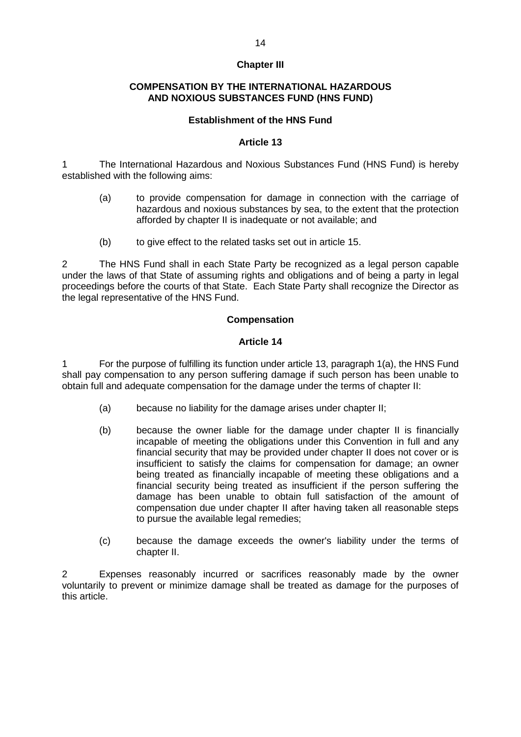## Chapter III

## COMPENSATION BY THE INTERNATIONAL HAZARDOUS AND NOXIOUS SUBSTANCES FUND (HNS FUND)

### Establishment of the HNS Fund

### Article 13

1 The International Hazardous and Noxious Substances Fund (HNS Fund) is hereby established with the following aims:

(a) to provide compensation for damage in connection with the carriage of hazardous and noxious substances by sea, to the extent that the protection afforded by chapter II is inadequate or not available; and

(b) to give effect to the related tasks set out in article 15.

2 The HNS Fund shall in each State Party be recognized as a legal person capable under the laws of that State of assuming rights and obligations and of being a party in legal proceedings before the courts of that State. Each State Party shall recognize the Director as the legal representative of the HNS Fund.

### Compensation

### Article 14

1 For the purpose of fulfilling its function under article 13, paragraph 1(a), the HNS Fund shall pay compensation to any person suffering damage if such person has been unable to obtain full and adequate compensation for the damage under the terms of chapter II:

(a) because no liability for the damage arises under chapter II;

(b) because the owner liable for the damage under chapter II is financially incapable of meeting the obligations under this Convention in full and any financial security that may be provided under chapter II does not cover or is insufficient to satisfy the claims for compensation for damage; an owner being treated as financially incapable of meeting these obligations and a financial security being treated as insufficient if the person suffering the damage has been unable to obtain full satisfaction of the amount of compensation due under chapter II after having taken all reasonable steps to pursue the available legal remedies;

(c) because the damage exceeds the owner's liability under the terms of chapter II.

2 Expenses reasonably incurred or sacrifices reasonably made by the owner voluntarily to prevent or minimize damage shall be treated as damage for the purposes of this article.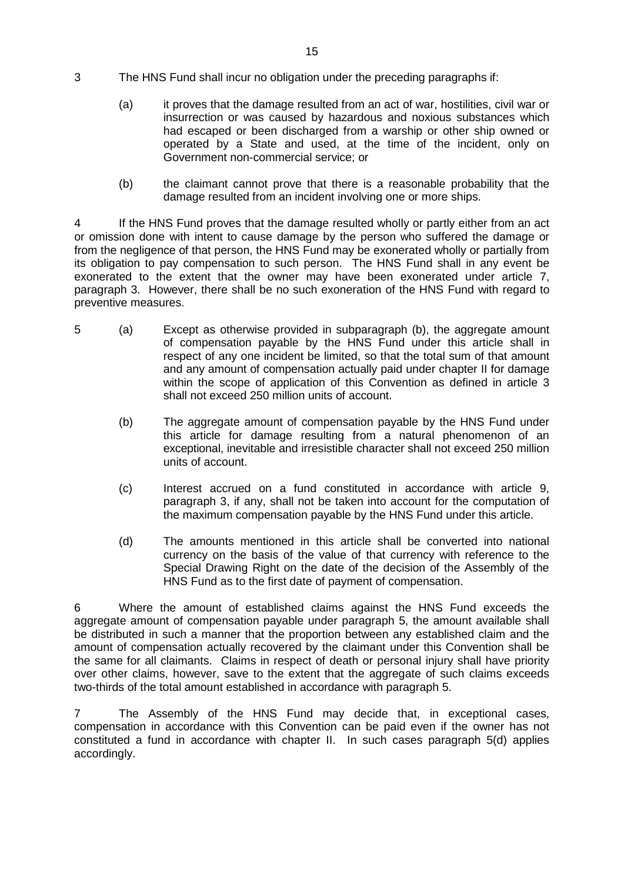3 The HNS Fund shall incur no obligation under the preceding paragraphs if:

(a) it proves that the damage resulted from an act of war, hostilities, civil war or insurrection or was caused by hazardous and noxious substances which had escaped or been discharged from a warship or other ship owned or operated by a State and used, at the time of the incident, only on Government non-commercial service; or

(b) the claimant cannot prove that there is a reasonable probability that the damage resulted from an incident involving one or more ships.

4 If the HNS Fund proves that the damage resulted wholly or partly either from an act or omission done with intent to cause damage by the person who suffered the damage or from the negligence of that person, the HNS Fund may be exonerated wholly or partially from its obligation to pay compensation to such person. The HNS Fund shall in any event be exonerated to the extent that the owner may have been exonerated under article 7, paragraph 3. However, there shall be no such exoneration of the HNS Fund with regard to preventive measures.

5 (a) Except as otherwise provided in subparagraph (b), the aggregate amount of compensation payable by the HNS Fund under this article shall in respect of any one incident be limited, so that the total sum of that amount and any amount of compensation actually paid under chapter II for damage within the scope of application of this Convention as defined in article 3 shall not exceed 250 million units of account.

(b) The aggregate amount of compensation payable by the HNS Fund under this article for damage resulting from a natural phenomenon of an exceptional, inevitable and irresistible character shall not exceed 250 million units of account.

(c) Interest accrued on a fund constituted in accordance with article 9, paragraph 3, if any, shall not be taken into account for the computation of the maximum compensation payable by the HNS Fund under this article.

(d) The amounts mentioned in this article shall be converted into national currency on the basis of the value of that currency with reference to the Special Drawing Right on the date of the decision of the Assembly of the HNS Fund as to the first date of payment of compensation.

6 Where the amount of established claims against the HNS Fund exceeds the aggregate amount of compensation payable under paragraph 5, the amount available shall be distributed in such a manner that the proportion between any established claim and the amount of compensation actually recovered by the claimant under this Convention shall be the same for all claimants. Claims in respect of death or personal injury shall have priority over other claims, however, save to the extent that the aggregate of such claims exceeds two-thirds of the total amount established in accordance with paragraph 5.

7 The Assembly of the HNS Fund may decide that, in exceptional cases, compensation in accordance with this Convention can be paid even if the owner has not constituted a fund in accordance with chapter II. In such cases paragraph 5(d) applies accordingly.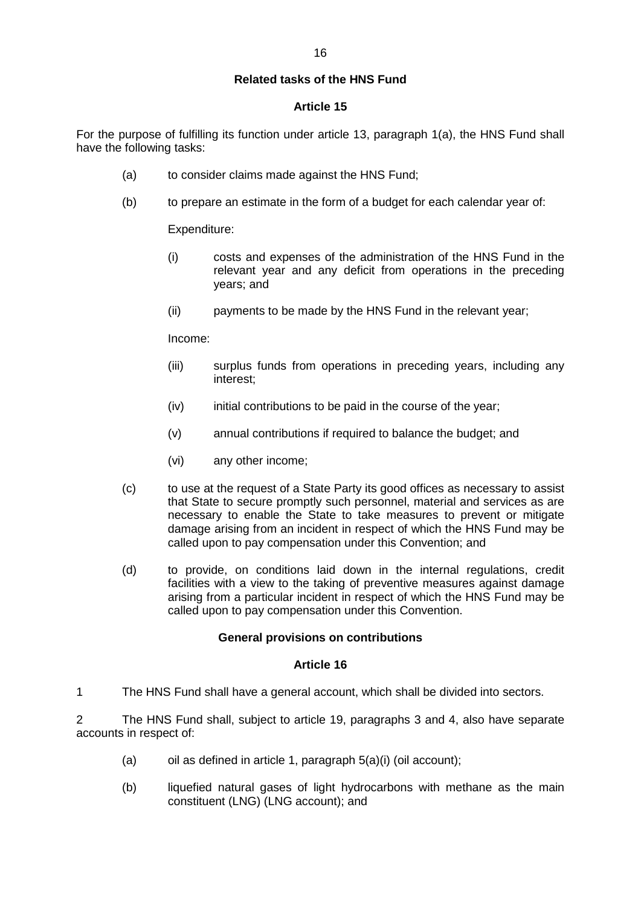### Related tasks of the HNS Fund

### Article 15

For the purpose of fulfilling its function under article 13, paragraph 1(a), the HNS Fund shall have the following tasks:

(a) to consider claims made against the HNS Fund;

(b) to prepare an estimate in the form of a budget for each calendar year of:

Expenditure:

(i) costs and expenses of the administration of the HNS Fund in the relevant year and any deficit from operations in the preceding years; and

(ii) payments to be made by the HNS Fund in the relevant year;

Income:

(iii) surplus funds from operations in preceding years, including any interest;

(iv) initial contributions to be paid in the course of the year;

(v) annual contributions if required to balance the budget; and

(vi) any other income;

(c) to use at the request of a State Party its good offices as necessary to assist that State to secure promptly such personnel, material and services as are necessary to enable the State to take measures to prevent or mitigate damage arising from an incident in respect of which the HNS Fund may be called upon to pay compensation under this Convention; and

(d) to provide, on conditions laid down in the internal regulations, credit facilities with a view to the taking of preventive measures against damage arising from a particular incident in respect of which the HNS Fund may be called upon to pay compensation under this Convention.

### General provisions on contributions

### Article 16

1 The HNS Fund shall have a general account, which shall be divided into sectors.

2 The HNS Fund shall, subject to article 19, paragraphs 3 and 4, also have separate accounts in respect of:

(a) oil as defined in article 1, paragraph 5(a)(i) (oil account);

(b) liquefied natural gases of light hydrocarbons with methane as the main constituent (LNG) (LNG account); and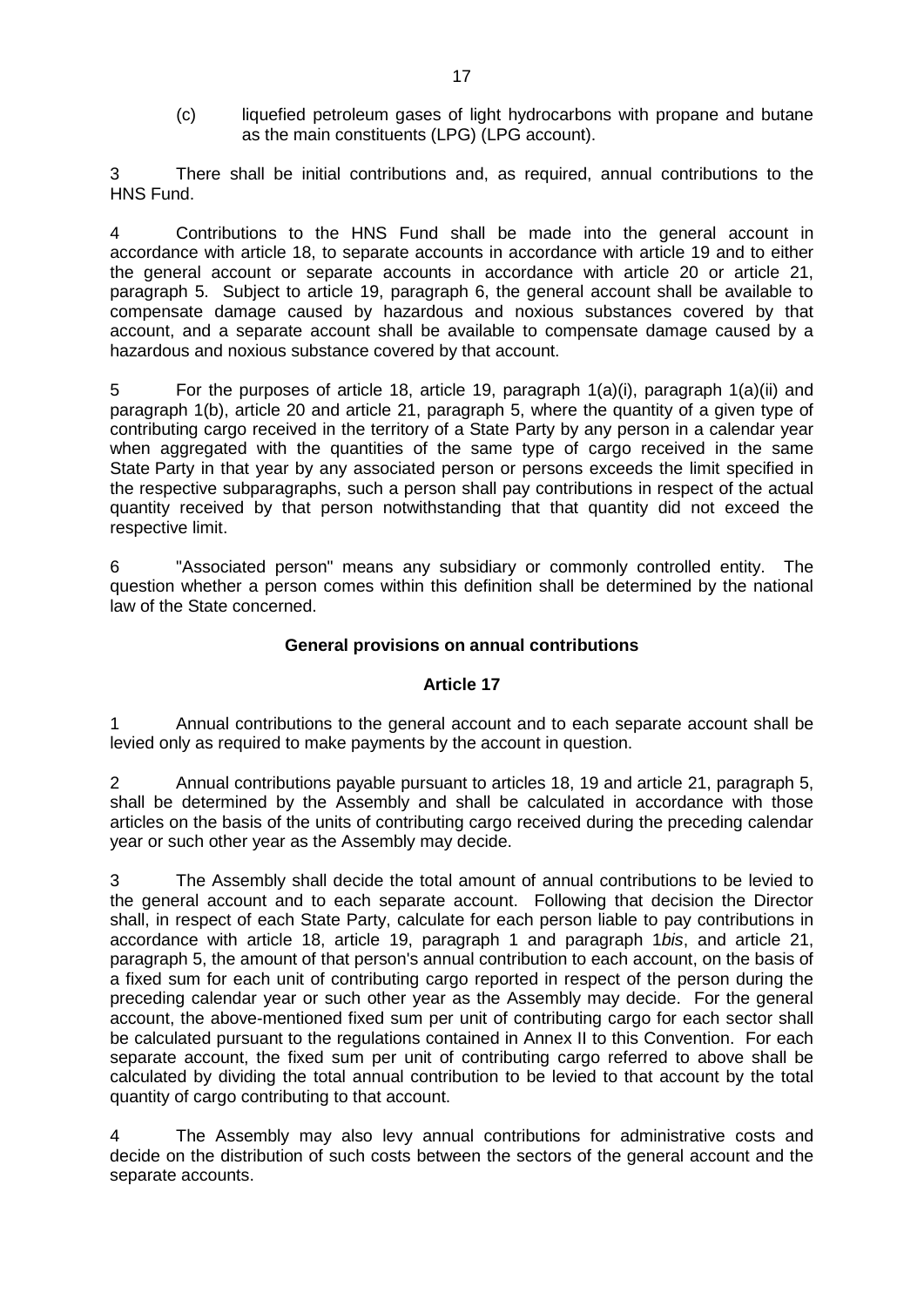(c) liquefied petroleum gases of light hydrocarbons with propane and butane as the main constituents (LPG) (LPG account).

3 There shall be initial contributions and, as required, annual contributions to the HNS Fund.

4 Contributions to the HNS Fund shall be made into the general account in accordance with article 18, to separate accounts in accordance with article 19 and to either the general account or separate accounts in accordance with article 20 or article 21, paragraph 5. Subject to article 19, paragraph 6, the general account shall be available to compensate damage caused by hazardous and noxious substances covered by that account, and a separate account shall be available to compensate damage caused by a hazardous and noxious substance covered by that account.

5 For the purposes of article 18, article 19, paragraph 1(a)(i), paragraph 1(a)(ii) and paragraph 1(b), article 20 and article 21, paragraph 5, where the quantity of a given type of contributing cargo received in the territory of a State Party by any person in a calendar year when aggregated with the quantities of the same type of cargo received in the same State Party in that year by any associated person or persons exceeds the limit specified in the respective subparagraphs, such a person shall pay contributions in respect of the actual quantity received by that person notwithstanding that that quantity did not exceed the respective limit.

6 "Associated person" means any subsidiary or commonly controlled entity. The question whether a person comes within this definition shall be determined by the national law of the State concerned.

**General provisions on annual contributions**

**Article 17**

1 Annual contributions to the general account and to each separate account shall be levied only as required to make payments by the account in question.

2 Annual contributions payable pursuant to articles 18, 19 and article 21, paragraph 5, shall be determined by the Assembly and shall be calculated in accordance with those articles on the basis of the units of contributing cargo received during the preceding calendar year or such other year as the Assembly may decide.

3 The Assembly shall decide the total amount of annual contributions to be levied to the general account and to each separate account. Following that decision the Director shall, in respect of each State Party, calculate for each person liable to pay contributions in accordance with article 18, article 19, paragraph 1 and paragraph 1*bis*, and article 21, paragraph 5, the amount of that person's annual contribution to each account, on the basis of a fixed sum for each unit of contributing cargo reported in respect of the person during the preceding calendar year or such other year as the Assembly may decide. For the general account, the above-mentioned fixed sum per unit of contributing cargo for each sector shall be calculated pursuant to the regulations contained in Annex II to this Convention. For each separate account, the fixed sum per unit of contributing cargo referred to above shall be calculated by dividing the total annual contribution to be levied to that account by the total quantity of cargo contributing to that account.

4 The Assembly may also levy annual contributions for administrative costs and decide on the distribution of such costs between the sectors of the general account and the separate accounts.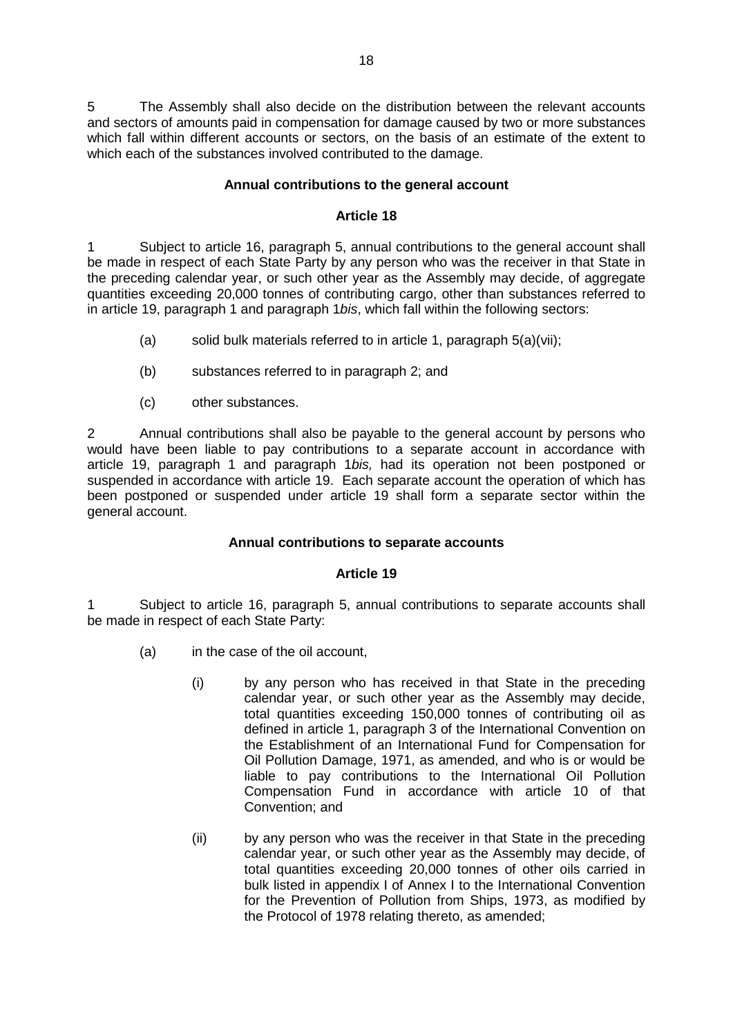5 The Assembly shall also decide on the distribution between the relevant accounts and sectors of amounts paid in compensation for damage caused by two or more substances which fall within different accounts or sectors, on the basis of an estimate of the extent to which each of the substances involved contributed to the damage.

**Annual contributions to the general account**

**Article 18**

1 Subject to article 16, paragraph 5, annual contributions to the general account shall be made in respect of each State Party by any person who was the receiver in that State in the preceding calendar year, or such other year as the Assembly may decide, of aggregate quantities exceeding 20,000 tonnes of contributing cargo, other than substances referred to in article 19, paragraph 1 and paragraph 1*bis*, which fall within the following sectors:

(a) solid bulk materials referred to in article 1, paragraph 5(a)(vii);

(b) substances referred to in paragraph 2; and

(c) other substances.

2 Annual contributions shall also be payable to the general account by persons who would have been liable to pay contributions to a separate account in accordance with article 19, paragraph 1 and paragraph 1*bis,* had its operation not been postponed or suspended in accordance with article 19. Each separate account the operation of which has been postponed or suspended under article 19 shall form a separate sector within the general account.

**Annual contributions to separate accounts**

**Article 19**

1 Subject to article 16, paragraph 5, annual contributions to separate accounts shall be made in respect of each State Party:

(a) in the case of the oil account,

(i) by any person who has received in that State in the preceding calendar year, or such other year as the Assembly may decide, total quantities exceeding 150,000 tonnes of contributing oil as defined in article 1, paragraph 3 of the International Convention on the Establishment of an International Fund for Compensation for Oil Pollution Damage, 1971, as amended, and who is or would be liable to pay contributions to the International Oil Pollution Compensation Fund in accordance with article 10 of that Convention; and

(ii) by any person who was the receiver in that State in the preceding calendar year, or such other year as the Assembly may decide, of total quantities exceeding 20,000 tonnes of other oils carried in bulk listed in appendix I of Annex I to the International Convention for the Prevention of Pollution from Ships, 1973, as modified by the Protocol of 1978 relating thereto, as amended;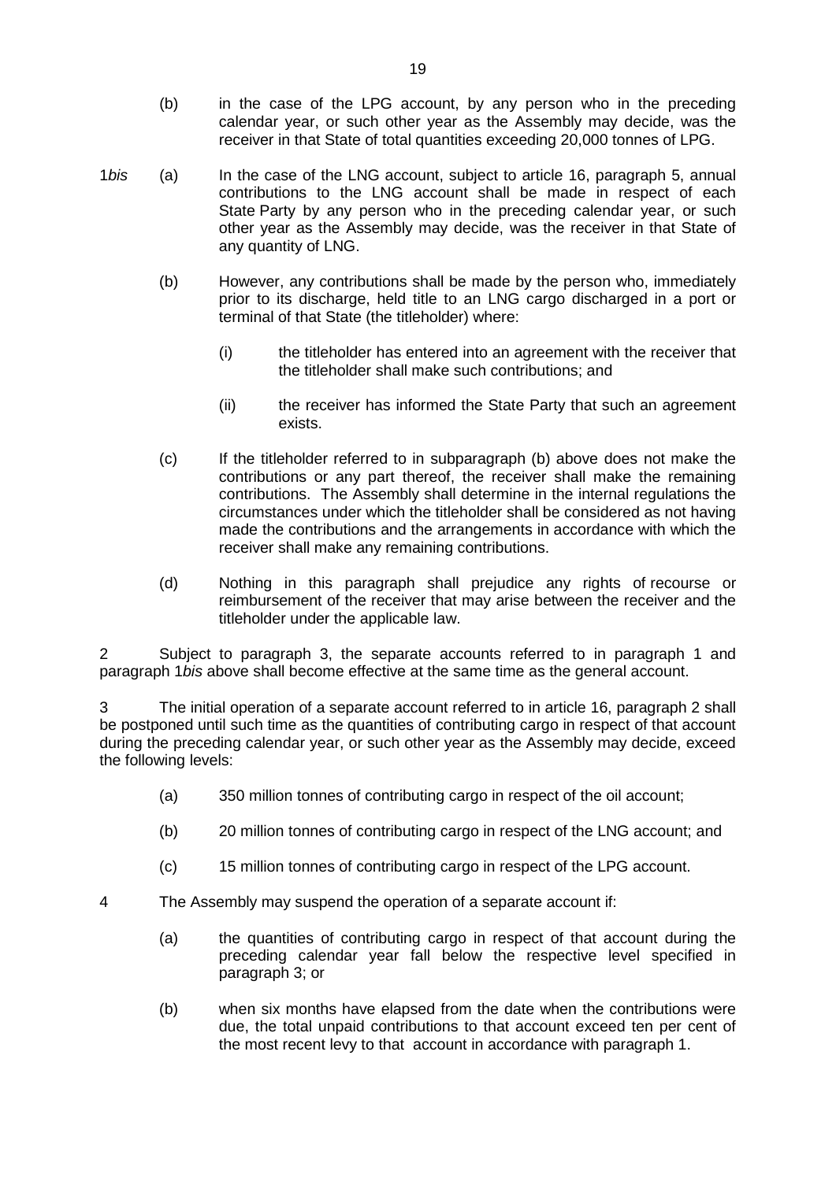(b) in the case of the LPG account, by any person who in the preceding calendar year, or such other year as the Assembly may decide, was the receiver in that State of total quantities exceeding 20,000 tonnes of LPG.

1*bis* (a) In the case of the LNG account, subject to article 16, paragraph 5, annual contributions to the LNG account shall be made in respect of each State Party by any person who in the preceding calendar year, or such other year as the Assembly may decide, was the receiver in that State of any quantity of LNG.

(b) However, any contributions shall be made by the person who, immediately prior to its discharge, held title to an LNG cargo discharged in a port or terminal of that State (the titleholder) where:

(i) the titleholder has entered into an agreement with the receiver that the titleholder shall make such contributions; and

(ii) the receiver has informed the State Party that such an agreement exists.

(c) If the titleholder referred to in subparagraph (b) above does not make the contributions or any part thereof, the receiver shall make the remaining contributions. The Assembly shall determine in the internal regulations the circumstances under which the titleholder shall be considered as not having made the contributions and the arrangements in accordance with which the receiver shall make any remaining contributions.

(d) Nothing in this paragraph shall prejudice any rights of recourse or reimbursement of the receiver that may arise between the receiver and the titleholder under the applicable law.

2 Subject to paragraph 3, the separate accounts referred to in paragraph 1 and paragraph 1*bis* above shall become effective at the same time as the general account.

3 The initial operation of a separate account referred to in article 16, paragraph 2 shall be postponed until such time as the quantities of contributing cargo in respect of that account during the preceding calendar year, or such other year as the Assembly may decide, exceed the following levels:

(a) 350 million tonnes of contributing cargo in respect of the oil account;

(b) 20 million tonnes of contributing cargo in respect of the LNG account; and

(c) 15 million tonnes of contributing cargo in respect of the LPG account.

4 The Assembly may suspend the operation of a separate account if:

(a) the quantities of contributing cargo in respect of that account during the preceding calendar year fall below the respective level specified in paragraph 3; or

(b) when six months have elapsed from the date when the contributions were due, the total unpaid contributions to that account exceed ten per cent of the most recent levy to that account in accordance with paragraph 1.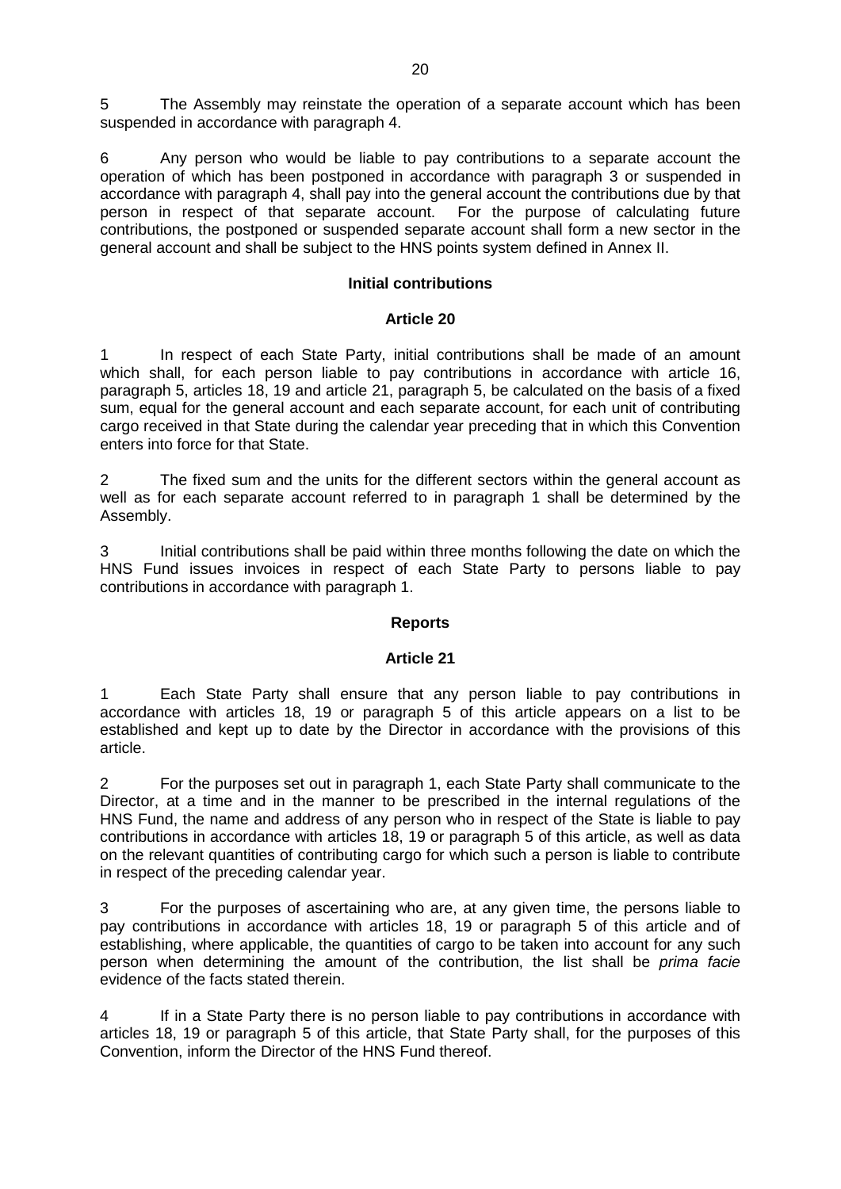5 The Assembly may reinstate the operation of a separate account which has been suspended in accordance with paragraph 4.

6 Any person who would be liable to pay contributions to a separate account the operation of which has been postponed in accordance with paragraph 3 or suspended in accordance with paragraph 4, shall pay into the general account the contributions due by that person in respect of that separate account. For the purpose of calculating future contributions, the postponed or suspended separate account shall form a new sector in the general account and shall be subject to the HNS points system defined in Annex II.

**Initial contributions**

**Article 20**

1 In respect of each State Party, initial contributions shall be made of an amount which shall, for each person liable to pay contributions in accordance with article 16, paragraph 5, articles 18, 19 and article 21, paragraph 5, be calculated on the basis of a fixed sum, equal for the general account and each separate account, for each unit of contributing cargo received in that State during the calendar year preceding that in which this Convention enters into force for that State.

2 The fixed sum and the units for the different sectors within the general account as well as for each separate account referred to in paragraph 1 shall be determined by the Assembly.

3 Initial contributions shall be paid within three months following the date on which the HNS Fund issues invoices in respect of each State Party to persons liable to pay contributions in accordance with paragraph 1.

**Reports**

**Article 21**

1 Each State Party shall ensure that any person liable to pay contributions in accordance with articles 18, 19 or paragraph 5 of this article appears on a list to be established and kept up to date by the Director in accordance with the provisions of this article.

2 For the purposes set out in paragraph 1, each State Party shall communicate to the Director, at a time and in the manner to be prescribed in the internal regulations of the HNS Fund, the name and address of any person who in respect of the State is liable to pay contributions in accordance with articles 18, 19 or paragraph 5 of this article, as well as data on the relevant quantities of contributing cargo for which such a person is liable to contribute in respect of the preceding calendar year.

3 For the purposes of ascertaining who are, at any given time, the persons liable to pay contributions in accordance with articles 18, 19 or paragraph 5 of this article and of establishing, where applicable, the quantities of cargo to be taken into account for any such person when determining the amount of the contribution, the list shall be *prima facie* evidence of the facts stated therein.

4 If in a State Party there is no person liable to pay contributions in accordance with articles 18, 19 or paragraph 5 of this article, that State Party shall, for the purposes of this Convention, inform the Director of the HNS Fund thereof.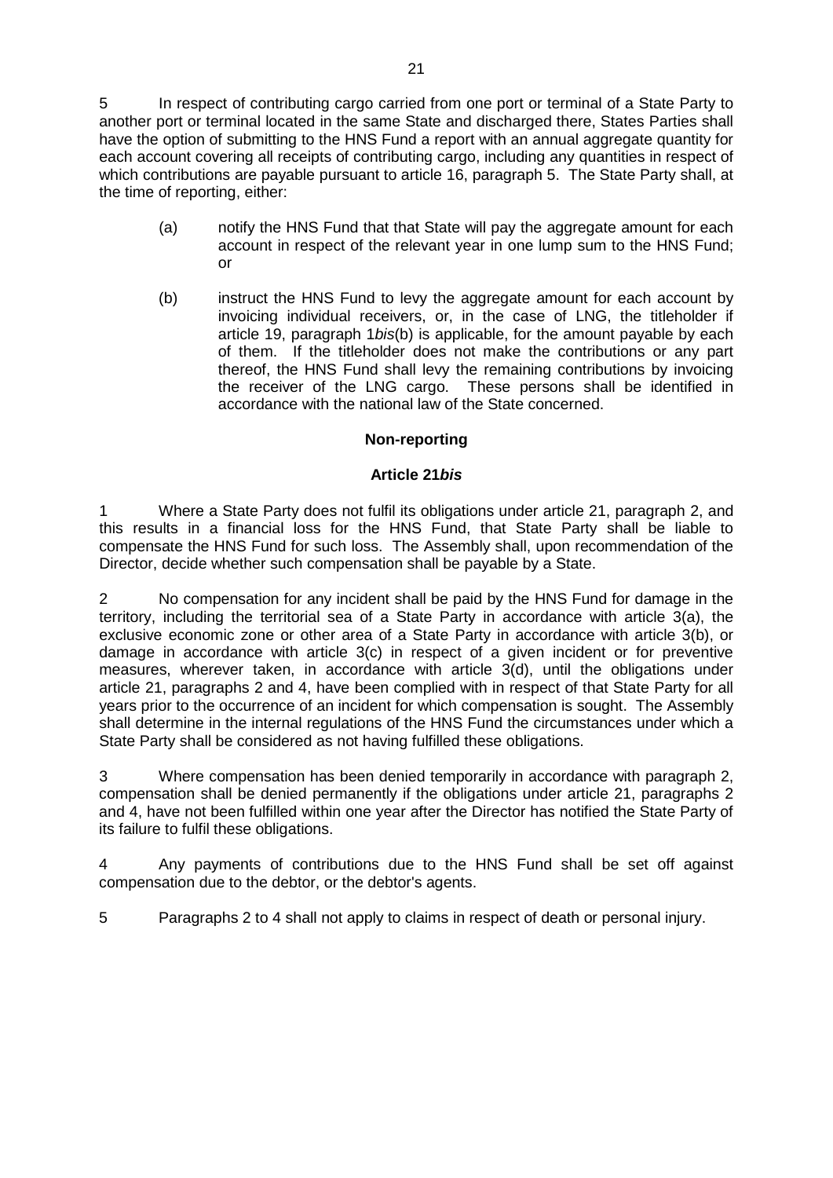5 In respect of contributing cargo carried from one port or terminal of a State Party to another port or terminal located in the same State and discharged there, States Parties shall have the option of submitting to the HNS Fund a report with an annual aggregate quantity for each account covering all receipts of contributing cargo, including any quantities in respect of which contributions are payable pursuant to article 16, paragraph 5. The State Party shall, at the time of reporting, either:

(a) notify the HNS Fund that that State will pay the aggregate amount for each account in respect of the relevant year in one lump sum to the HNS Fund; or

(b) instruct the HNS Fund to levy the aggregate amount for each account by invoicing individual receivers, or, in the case of LNG, the titleholder if article 19, paragraph 1*bis*(b) is applicable, for the amount payable by each of them. If the titleholder does not make the contributions or any part thereof, the HNS Fund shall levy the remaining contributions by invoicing the receiver of the LNG cargo. These persons shall be identified in accordance with the national law of the State concerned.

**Non-reporting**

**Article 21*bis***

1 Where a State Party does not fulfil its obligations under article 21, paragraph 2, and this results in a financial loss for the HNS Fund, that State Party shall be liable to compensate the HNS Fund for such loss. The Assembly shall, upon recommendation of the Director, decide whether such compensation shall be payable by a State.

2 No compensation for any incident shall be paid by the HNS Fund for damage in the territory, including the territorial sea of a State Party in accordance with article 3(a), the exclusive economic zone or other area of a State Party in accordance with article 3(b), or damage in accordance with article 3(c) in respect of a given incident or for preventive measures, wherever taken, in accordance with article 3(d), until the obligations under article 21, paragraphs 2 and 4, have been complied with in respect of that State Party for all years prior to the occurrence of an incident for which compensation is sought. The Assembly shall determine in the internal regulations of the HNS Fund the circumstances under which a State Party shall be considered as not having fulfilled these obligations.

3 Where compensation has been denied temporarily in accordance with paragraph 2, compensation shall be denied permanently if the obligations under article 21, paragraphs 2 and 4, have not been fulfilled within one year after the Director has notified the State Party of its failure to fulfil these obligations.

4 Any payments of contributions due to the HNS Fund shall be set off against compensation due to the debtor, or the debtor's agents.

5 Paragraphs 2 to 4 shall not apply to claims in respect of death or personal injury.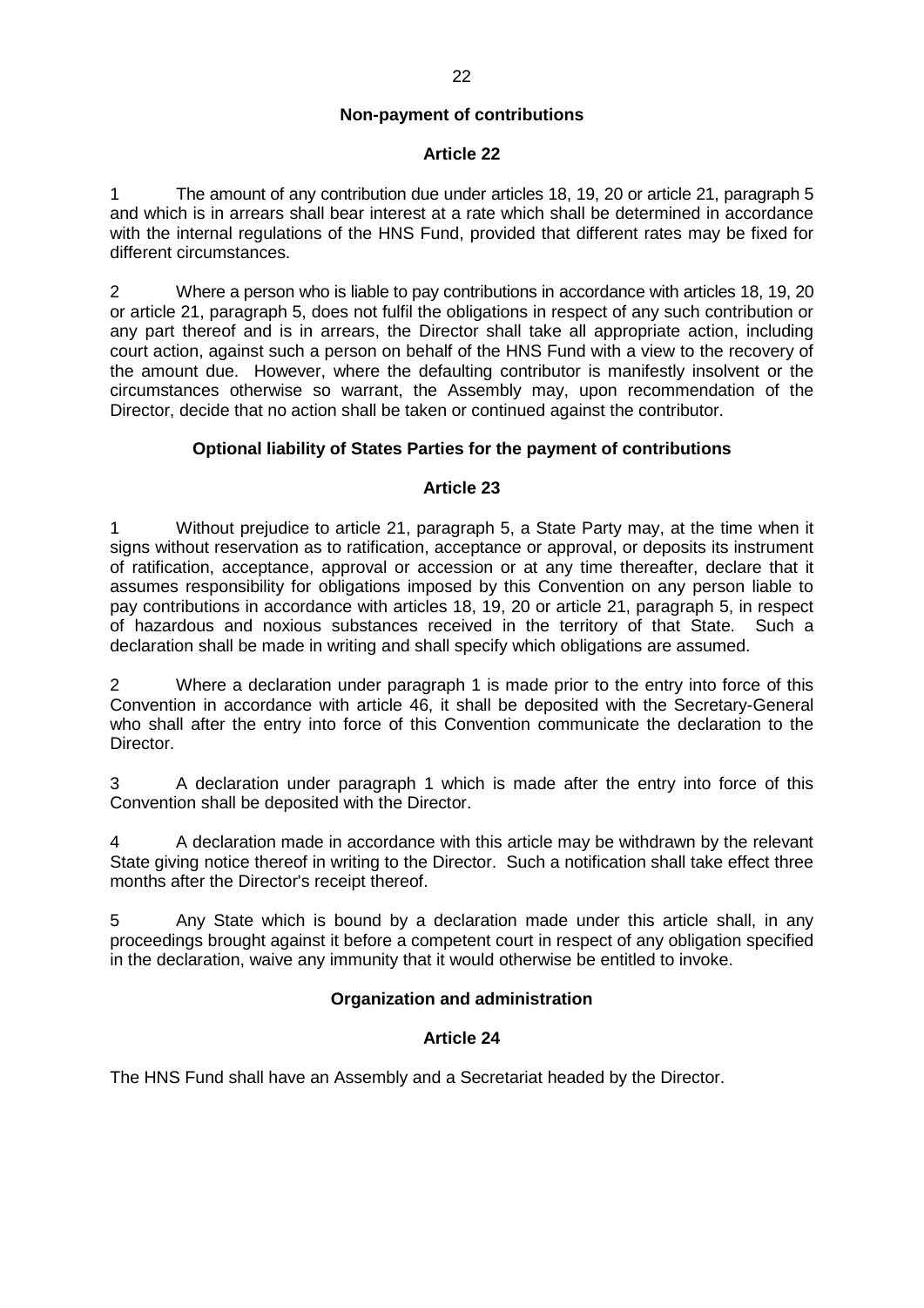**Non-payment of contributions**

**Article 22**

1 The amount of any contribution due under articles 18, 19, 20 or article 21, paragraph 5 and which is in arrears shall bear interest at a rate which shall be determined in accordance with the internal regulations of the HNS Fund, provided that different rates may be fixed for different circumstances.

2 Where a person who is liable to pay contributions in accordance with articles 18, 19, 20 or article 21, paragraph 5, does not fulfil the obligations in respect of any such contribution or any part thereof and is in arrears, the Director shall take all appropriate action, including court action, against such a person on behalf of the HNS Fund with a view to the recovery of the amount due. However, where the defaulting contributor is manifestly insolvent or the circumstances otherwise so warrant, the Assembly may, upon recommendation of the Director, decide that no action shall be taken or continued against the contributor.

**Optional liability of States Parties for the payment of contributions**

**Article 23**

1 Without prejudice to article 21, paragraph 5, a State Party may, at the time when it signs without reservation as to ratification, acceptance or approval, or deposits its instrument of ratification, acceptance, approval or accession or at any time thereafter, declare that it assumes responsibility for obligations imposed by this Convention on any person liable to pay contributions in accordance with articles 18, 19, 20 or article 21, paragraph 5, in respect of hazardous and noxious substances received in the territory of that State. Such a declaration shall be made in writing and shall specify which obligations are assumed.

2 Where a declaration under paragraph 1 is made prior to the entry into force of this Convention in accordance with article 46, it shall be deposited with the Secretary-General who shall after the entry into force of this Convention communicate the declaration to the Director.

3 A declaration under paragraph 1 which is made after the entry into force of this Convention shall be deposited with the Director.

4 A declaration made in accordance with this article may be withdrawn by the relevant State giving notice thereof in writing to the Director. Such a notification shall take effect three months after the Director's receipt thereof.

5 Any State which is bound by a declaration made under this article shall, in any proceedings brought against it before a competent court in respect of any obligation specified in the declaration, waive any immunity that it would otherwise be entitled to invoke.

**Organization and administration**

**Article 24**

The HNS Fund shall have an Assembly and a Secretariat headed by the Director.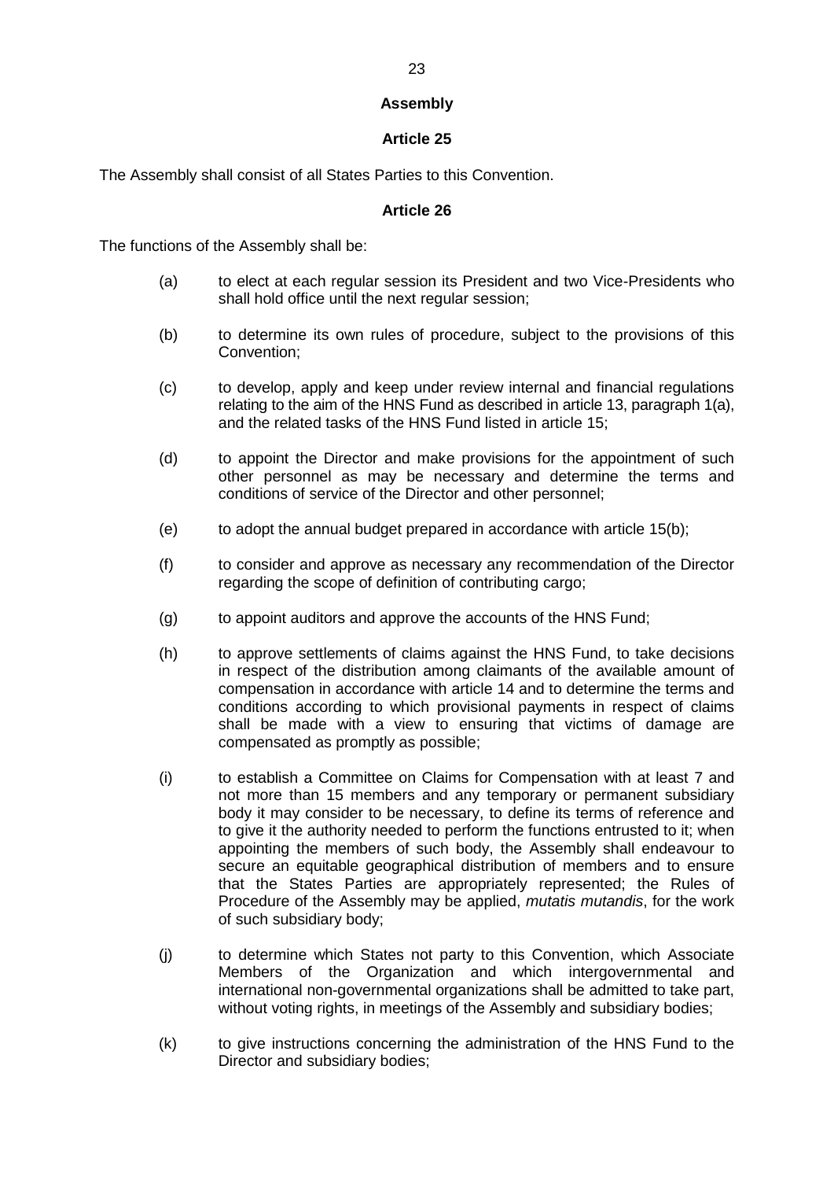**Assembly**

**Article 25**

The Assembly shall consist of all States Parties to this Convention.

**Article 26**

The functions of the Assembly shall be:

(a) to elect at each regular session its President and two Vice-Presidents who shall hold office until the next regular session;

(b) to determine its own rules of procedure, subject to the provisions of this Convention;

(c) to develop, apply and keep under review internal and financial regulations relating to the aim of the HNS Fund as described in article 13, paragraph 1(a), and the related tasks of the HNS Fund listed in article 15;

(d) to appoint the Director and make provisions for the appointment of such other personnel as may be necessary and determine the terms and conditions of service of the Director and other personnel;

(e) to adopt the annual budget prepared in accordance with article 15(b);

(f) to consider and approve as necessary any recommendation of the Director regarding the scope of definition of contributing cargo;

(g) to appoint auditors and approve the accounts of the HNS Fund;

(h) to approve settlements of claims against the HNS Fund, to take decisions in respect of the distribution among claimants of the available amount of compensation in accordance with article 14 and to determine the terms and conditions according to which provisional payments in respect of claims shall be made with a view to ensuring that victims of damage are compensated as promptly as possible;

(i) to establish a Committee on Claims for Compensation with at least 7 and not more than 15 members and any temporary or permanent subsidiary body it may consider to be necessary, to define its terms of reference and to give it the authority needed to perform the functions entrusted to it; when appointing the members of such body, the Assembly shall endeavour to secure an equitable geographical distribution of members and to ensure that the States Parties are appropriately represented; the Rules of Procedure of the Assembly may be applied, *mutatis mutandis*, for the work of such subsidiary body;

(j) to determine which States not party to this Convention, which Associate Members of the Organization and which intergovernmental and international non-governmental organizations shall be admitted to take part, without voting rights, in meetings of the Assembly and subsidiary bodies;

(k) to give instructions concerning the administration of the HNS Fund to the Director and subsidiary bodies;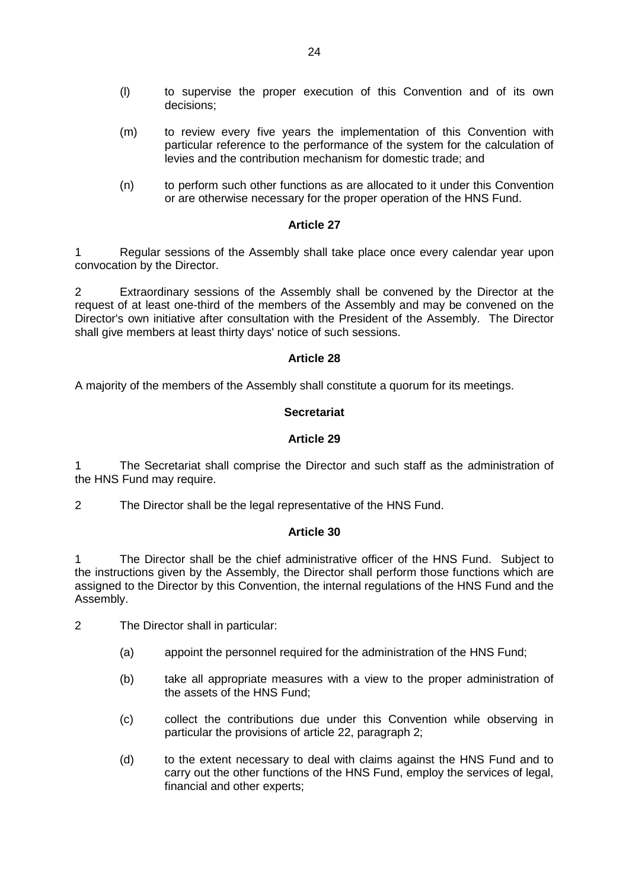(l) to supervise the proper execution of this Convention and of its own decisions;

(m) to review every five years the implementation of this Convention with particular reference to the performance of the system for the calculation of levies and the contribution mechanism for domestic trade; and

(n) to perform such other functions as are allocated to it under this Convention or are otherwise necessary for the proper operation of the HNS Fund.

**Article 27**

1 Regular sessions of the Assembly shall take place once every calendar year upon convocation by the Director.

2 Extraordinary sessions of the Assembly shall be convened by the Director at the request of at least one-third of the members of the Assembly and may be convened on the Director's own initiative after consultation with the President of the Assembly. The Director shall give members at least thirty days' notice of such sessions.

**Article 28**

A majority of the members of the Assembly shall constitute a quorum for its meetings.

**Secretariat**

**Article 29**

1 The Secretariat shall comprise the Director and such staff as the administration of the HNS Fund may require.

2 The Director shall be the legal representative of the HNS Fund.

**Article 30**

1 The Director shall be the chief administrative officer of the HNS Fund. Subject to the instructions given by the Assembly, the Director shall perform those functions which are assigned to the Director by this Convention, the internal regulations of the HNS Fund and the Assembly.

2 The Director shall in particular:

(a) appoint the personnel required for the administration of the HNS Fund;

(b) take all appropriate measures with a view to the proper administration of the assets of the HNS Fund;

(c) collect the contributions due under this Convention while observing in particular the provisions of article 22, paragraph 2;

(d) to the extent necessary to deal with claims against the HNS Fund and to carry out the other functions of the HNS Fund, employ the services of legal, financial and other experts;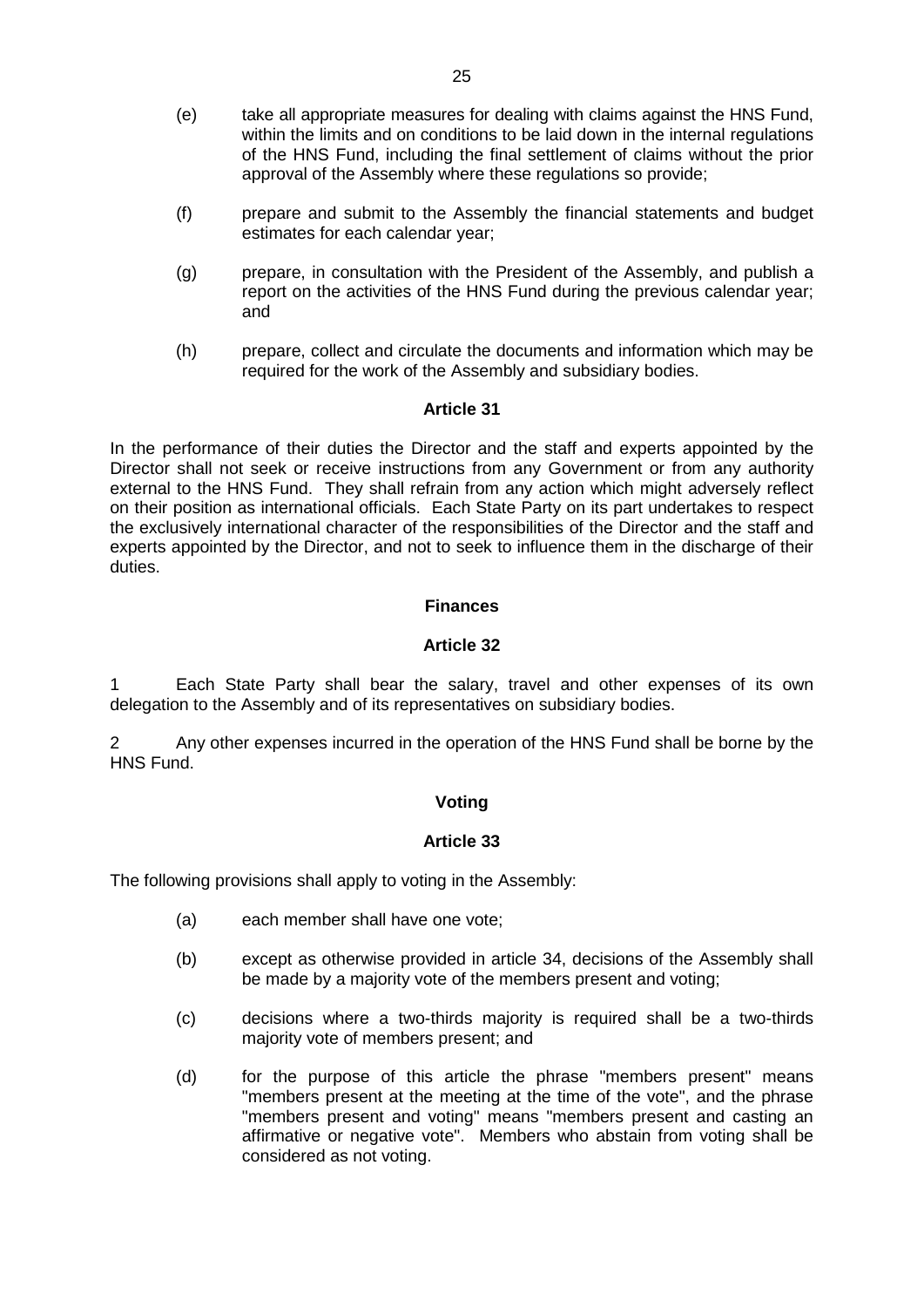(e) take all appropriate measures for dealing with claims against the HNS Fund, within the limits and on conditions to be laid down in the internal regulations of the HNS Fund, including the final settlement of claims without the prior approval of the Assembly where these regulations so provide;

(f) prepare and submit to the Assembly the financial statements and budget estimates for each calendar year;

(g) prepare, in consultation with the President of the Assembly, and publish a report on the activities of the HNS Fund during the previous calendar year; and

(h) prepare, collect and circulate the documents and information which may be required for the work of the Assembly and subsidiary bodies.

**Article 31**

In the performance of their duties the Director and the staff and experts appointed by the Director shall not seek or receive instructions from any Government or from any authority external to the HNS Fund. They shall refrain from any action which might adversely reflect on their position as international officials. Each State Party on its part undertakes to respect the exclusively international character of the responsibilities of the Director and the staff and experts appointed by the Director, and not to seek to influence them in the discharge of their duties.

**Finances**

**Article 32**

1 Each State Party shall bear the salary, travel and other expenses of its own delegation to the Assembly and of its representatives on subsidiary bodies.

2 Any other expenses incurred in the operation of the HNS Fund shall be borne by the HNS Fund.

**Voting**

**Article 33**

The following provisions shall apply to voting in the Assembly:

(a) each member shall have one vote;

(b) except as otherwise provided in article 34, decisions of the Assembly shall be made by a majority vote of the members present and voting;

(c) decisions where a two-thirds majority is required shall be a two-thirds majority vote of members present; and

(d) for the purpose of this article the phrase "members present" means "members present at the meeting at the time of the vote", and the phrase "members present and voting" means "members present and casting an affirmative or negative vote". Members who abstain from voting shall be considered as not voting.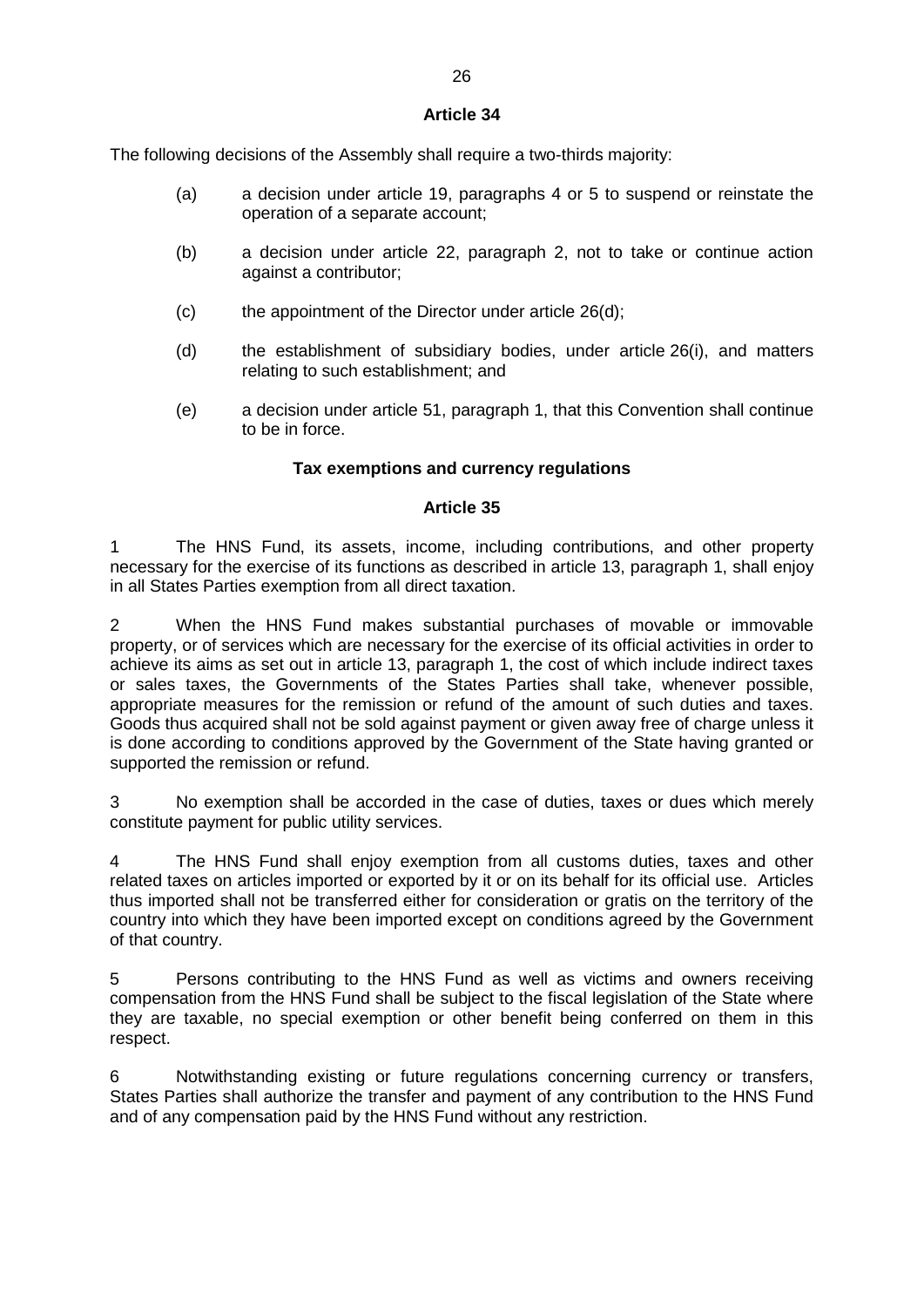**Article 34**

The following decisions of the Assembly shall require a two-thirds majority:

(a) a decision under article 19, paragraphs 4 or 5 to suspend or reinstate the operation of a separate account;

(b) a decision under article 22, paragraph 2, not to take or continue action against a contributor;

(c) the appointment of the Director under article 26(d);

(d) the establishment of subsidiary bodies, under article 26(i), and matters relating to such establishment; and

(e) a decision under article 51, paragraph 1, that this Convention shall continue to be in force.

**Tax exemptions and currency regulations**

**Article 35**

1 The HNS Fund, its assets, income, including contributions, and other property necessary for the exercise of its functions as described in article 13, paragraph 1, shall enjoy in all States Parties exemption from all direct taxation.

2 When the HNS Fund makes substantial purchases of movable or immovable property, or of services which are necessary for the exercise of its official activities in order to achieve its aims as set out in article 13, paragraph 1, the cost of which include indirect taxes or sales taxes, the Governments of the States Parties shall take, whenever possible, appropriate measures for the remission or refund of the amount of such duties and taxes. Goods thus acquired shall not be sold against payment or given away free of charge unless it is done according to conditions approved by the Government of the State having granted or supported the remission or refund.

3 No exemption shall be accorded in the case of duties, taxes or dues which merely constitute payment for public utility services.

4 The HNS Fund shall enjoy exemption from all customs duties, taxes and other related taxes on articles imported or exported by it or on its behalf for its official use. Articles thus imported shall not be transferred either for consideration or gratis on the territory of the country into which they have been imported except on conditions agreed by the Government of that country.

5 Persons contributing to the HNS Fund as well as victims and owners receiving compensation from the HNS Fund shall be subject to the fiscal legislation of the State where they are taxable, no special exemption or other benefit being conferred on them in this respect.

6 Notwithstanding existing or future regulations concerning currency or transfers, States Parties shall authorize the transfer and payment of any contribution to the HNS Fund and of any compensation paid by the HNS Fund without any restriction.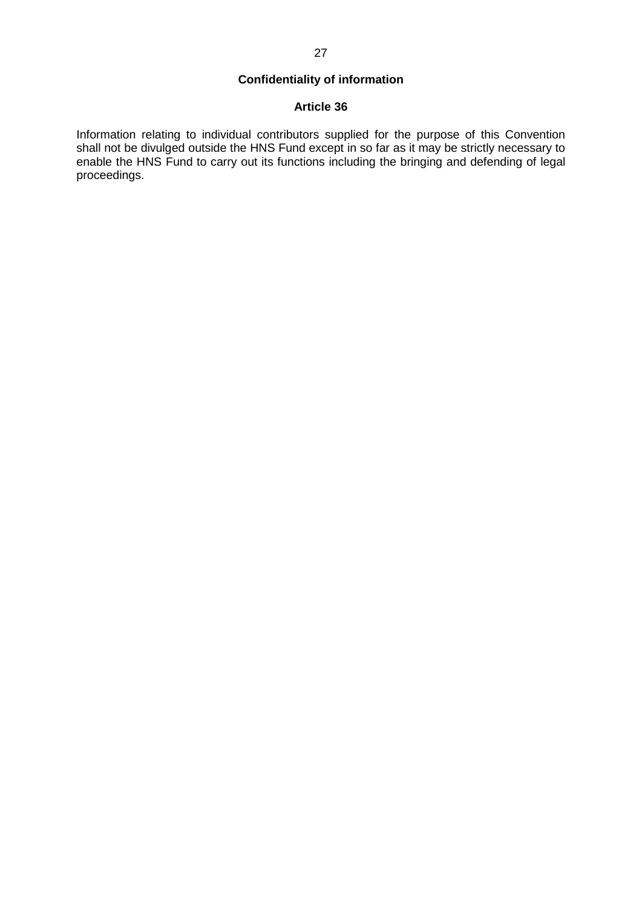## Confidentiality of information

### Article 36

Information relating to individual contributors supplied for the purpose of this Convention shall not be divulged outside the HNS Fund except in so far as it may be strictly necessary to enable the HNS Fund to carry out its functions including the bringing and defending of legal proceedings.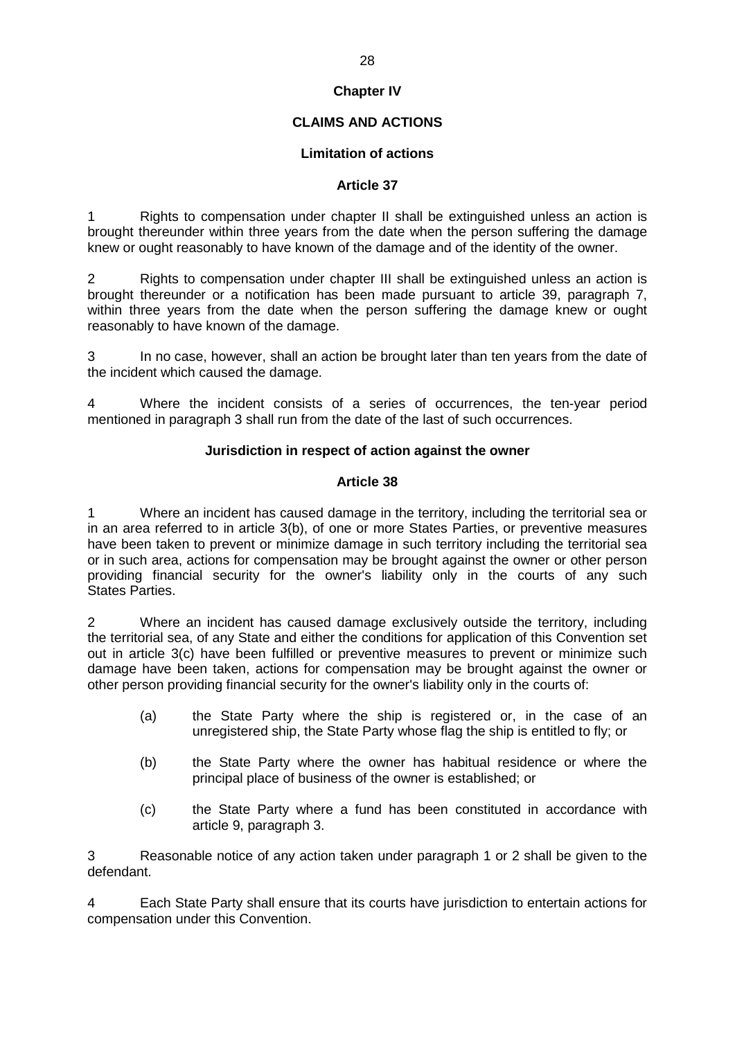## Chapter IV

## CLAIMS AND ACTIONS

### Limitation of actions

### Article 37

1 Rights to compensation under chapter II shall be extinguished unless an action is brought thereunder within three years from the date when the person suffering the damage knew or ought reasonably to have known of the damage and of the identity of the owner.

2 Rights to compensation under chapter III shall be extinguished unless an action is brought thereunder or a notification has been made pursuant to article 39, paragraph 7, within three years from the date when the person suffering the damage knew or ought reasonably to have known of the damage.

3 In no case, however, shall an action be brought later than ten years from the date of the incident which caused the damage.

4 Where the incident consists of a series of occurrences, the ten-year period mentioned in paragraph 3 shall run from the date of the last of such occurrences.

### Jurisdiction in respect of action against the owner

### Article 38

1 Where an incident has caused damage in the territory, including the territorial sea or in an area referred to in article 3(b), of one or more States Parties, or preventive measures have been taken to prevent or minimize damage in such territory including the territorial sea or in such area, actions for compensation may be brought against the owner or other person providing financial security for the owner's liability only in the courts of any such States Parties.

2 Where an incident has caused damage exclusively outside the territory, including the territorial sea, of any State and either the conditions for application of this Convention set out in article 3(c) have been fulfilled or preventive measures to prevent or minimize such damage have been taken, actions for compensation may be brought against the owner or other person providing financial security for the owner's liability only in the courts of:

(a) the State Party where the ship is registered or, in the case of an unregistered ship, the State Party whose flag the ship is entitled to fly; or

(b) the State Party where the owner has habitual residence or where the principal place of business of the owner is established; or

(c) the State Party where a fund has been constituted in accordance with article 9, paragraph 3.

3 Reasonable notice of any action taken under paragraph 1 or 2 shall be given to the defendant.

4 Each State Party shall ensure that its courts have jurisdiction to entertain actions for compensation under this Convention.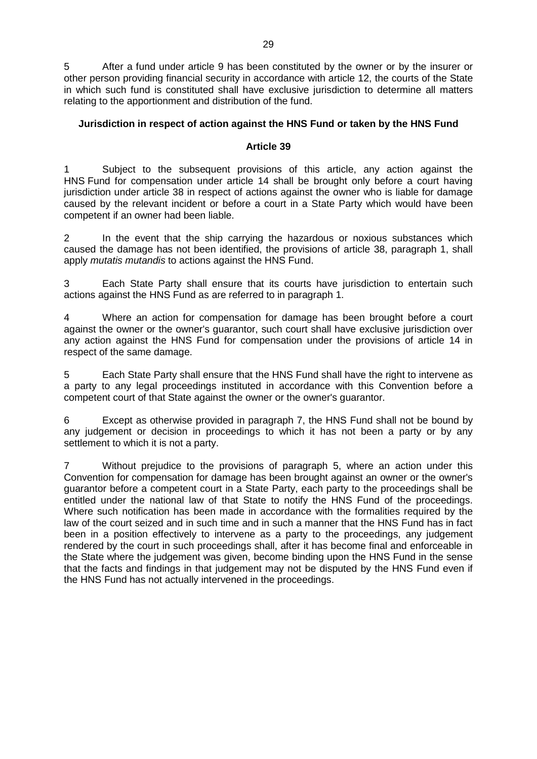5 After a fund under article 9 has been constituted by the owner or by the insurer or other person providing financial security in accordance with article 12, the courts of the State in which such fund is constituted shall have exclusive jurisdiction to determine all matters relating to the apportionment and distribution of the fund.

**Jurisdiction in respect of action against the HNS Fund or taken by the HNS Fund**

**Article 39**

1 Subject to the subsequent provisions of this article, any action against the HNS Fund for compensation under article 14 shall be brought only before a court having jurisdiction under article 38 in respect of actions against the owner who is liable for damage caused by the relevant incident or before a court in a State Party which would have been competent if an owner had been liable.

2 In the event that the ship carrying the hazardous or noxious substances which caused the damage has not been identified, the provisions of article 38, paragraph 1, shall apply *mutatis mutandis* to actions against the HNS Fund.

3 Each State Party shall ensure that its courts have jurisdiction to entertain such actions against the HNS Fund as are referred to in paragraph 1.

4 Where an action for compensation for damage has been brought before a court against the owner or the owner's guarantor, such court shall have exclusive jurisdiction over any action against the HNS Fund for compensation under the provisions of article 14 in respect of the same damage.

5 Each State Party shall ensure that the HNS Fund shall have the right to intervene as a party to any legal proceedings instituted in accordance with this Convention before a competent court of that State against the owner or the owner's guarantor.

6 Except as otherwise provided in paragraph 7, the HNS Fund shall not be bound by any judgement or decision in proceedings to which it has not been a party or by any settlement to which it is not a party.

7 Without prejudice to the provisions of paragraph 5, where an action under this Convention for compensation for damage has been brought against an owner or the owner's guarantor before a competent court in a State Party, each party to the proceedings shall be entitled under the national law of that State to notify the HNS Fund of the proceedings. Where such notification has been made in accordance with the formalities required by the law of the court seized and in such time and in such a manner that the HNS Fund has in fact been in a position effectively to intervene as a party to the proceedings, any judgement rendered by the court in such proceedings shall, after it has become final and enforceable in the State where the judgement was given, become binding upon the HNS Fund in the sense that the facts and findings in that judgement may not be disputed by the HNS Fund even if the HNS Fund has not actually intervened in the proceedings.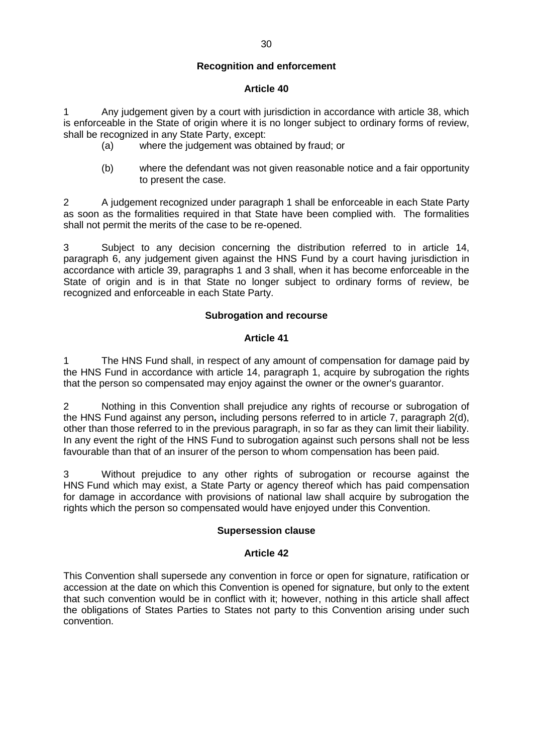## Recognition and enforcement

### Article 40

1 Any judgement given by a court with jurisdiction in accordance with article 38, which is enforceable in the State of origin where it is no longer subject to ordinary forms of review, shall be recognized in any State Party, except:

(a) where the judgement was obtained by fraud; or

(b) where the defendant was not given reasonable notice and a fair opportunity to present the case.

2 A judgement recognized under paragraph 1 shall be enforceable in each State Party as soon as the formalities required in that State have been complied with. The formalities shall not permit the merits of the case to be re-opened.

3 Subject to any decision concerning the distribution referred to in article 14, paragraph 6, any judgement given against the HNS Fund by a court having jurisdiction in accordance with article 39, paragraphs 1 and 3 shall, when it has become enforceable in the State of origin and is in that State no longer subject to ordinary forms of review, be recognized and enforceable in each State Party.

## Subrogation and recourse

### Article 41

1 The HNS Fund shall, in respect of any amount of compensation for damage paid by the HNS Fund in accordance with article 14, paragraph 1, acquire by subrogation the rights that the person so compensated may enjoy against the owner or the owner's guarantor.

2 Nothing in this Convention shall prejudice any rights of recourse or subrogation of the HNS Fund against any person**,** including persons referred to in article 7, paragraph 2(d), other than those referred to in the previous paragraph, in so far as they can limit their liability. In any event the right of the HNS Fund to subrogation against such persons shall not be less favourable than that of an insurer of the person to whom compensation has been paid.

3 Without prejudice to any other rights of subrogation or recourse against the HNS Fund which may exist, a State Party or agency thereof which has paid compensation for damage in accordance with provisions of national law shall acquire by subrogation the rights which the person so compensated would have enjoyed under this Convention.

## Supersession clause

### Article 42

This Convention shall supersede any convention in force or open for signature, ratification or accession at the date on which this Convention is opened for signature, but only to the extent that such convention would be in conflict with it; however, nothing in this article shall affect the obligations of States Parties to States not party to this Convention arising under such convention.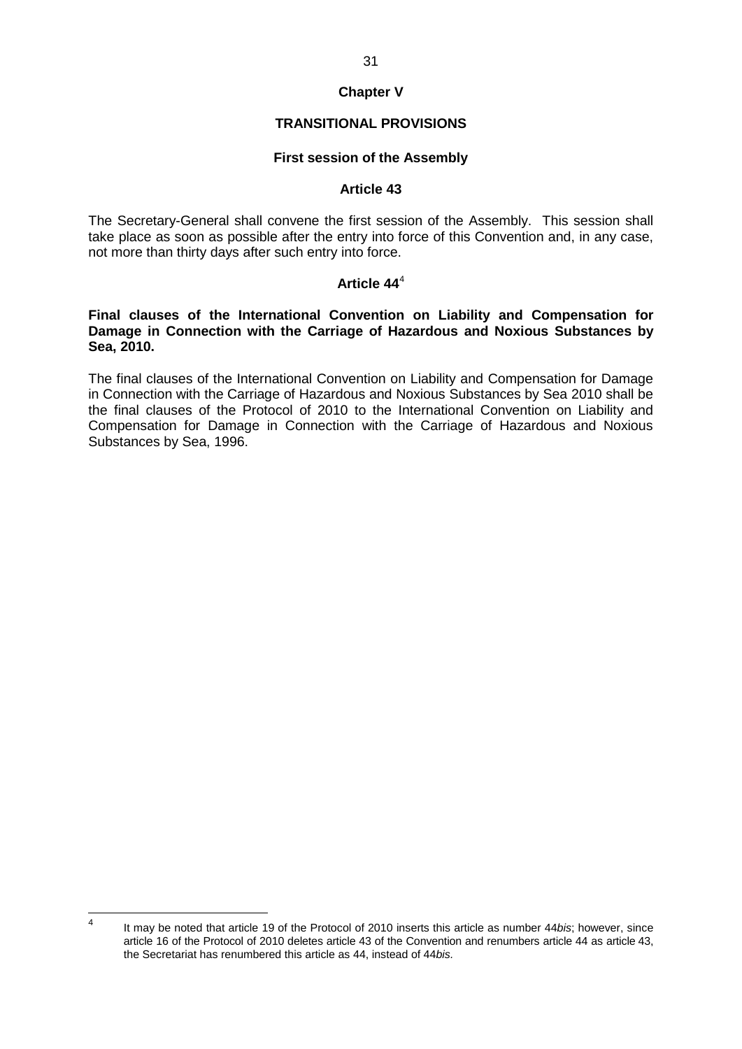## Chapter V

## TRANSITIONAL PROVISIONS

### First session of the Assembly

### Article 43

The Secretary-General shall convene the first session of the Assembly. This session shall take place as soon as possible after the entry into force of this Convention and, in any case, not more than thirty days after such entry into force.

### Article 44[4]

**Final clauses of the International Convention on Liability and Compensation for Damage in Connection with the Carriage of Hazardous and Noxious Substances by Sea, 2010.**

The final clauses of the International Convention on Liability and Compensation for Damage in Connection with the Carriage of Hazardous and Noxious Substances by Sea 2010 shall be the final clauses of the Protocol of 2010 to the International Convention on Liability and Compensation for Damage in Connection with the Carriage of Hazardous and Noxious Substances by Sea, 1996.

---

[4] It may be noted that article 19 of the Protocol of 2010 inserts this article as number 44*bis*; however, since article 16 of the Protocol of 2010 deletes article 43 of the Convention and renumbers article 44 as article 43, the Secretariat has renumbered this article as 44, instead of 44*bis.*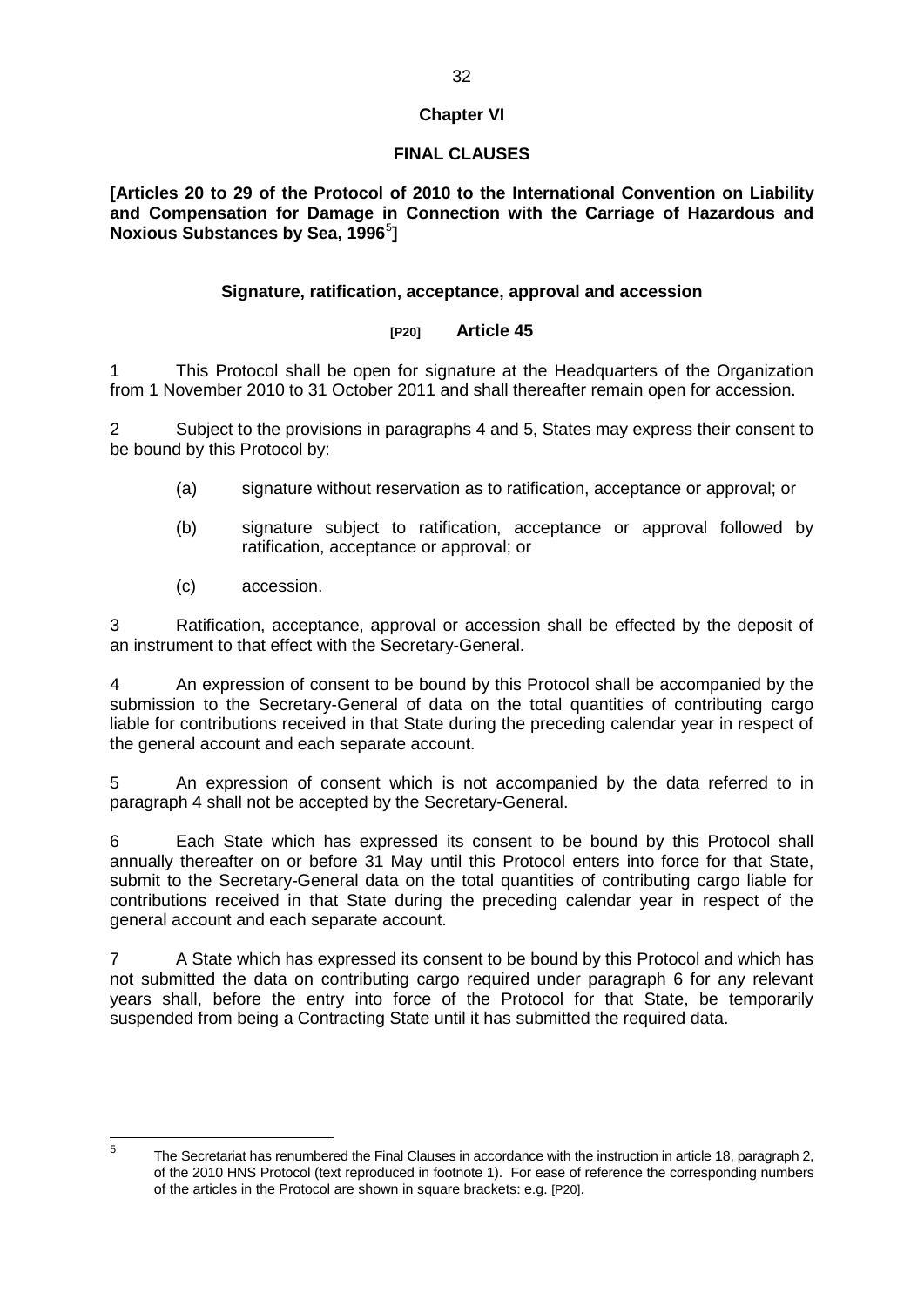## Chapter VI

## FINAL CLAUSES

**[Articles 20 to 29 of the Protocol of 2010 to the International Convention on Liability and Compensation for Damage in Connection with the Carriage of Hazardous and Noxious Substances by Sea, 1996[5]]**

### Signature, ratification, acceptance, approval and accession

### [P20] Article 45

1 This Protocol shall be open for signature at the Headquarters of the Organization from 1 November 2010 to 31 October 2011 and shall thereafter remain open for accession.

2 Subject to the provisions in paragraphs 4 and 5, States may express their consent to be bound by this Protocol by:

(a) signature without reservation as to ratification, acceptance or approval; or

(b) signature subject to ratification, acceptance or approval followed by ratification, acceptance or approval; or

(c) accession.

3 Ratification, acceptance, approval or accession shall be effected by the deposit of an instrument to that effect with the Secretary-General.

4 An expression of consent to be bound by this Protocol shall be accompanied by the submission to the Secretary-General of data on the total quantities of contributing cargo liable for contributions received in that State during the preceding calendar year in respect of the general account and each separate account.

5 An expression of consent which is not accompanied by the data referred to in paragraph 4 shall not be accepted by the Secretary-General.

6 Each State which has expressed its consent to be bound by this Protocol shall annually thereafter on or before 31 May until this Protocol enters into force for that State, submit to the Secretary-General data on the total quantities of contributing cargo liable for contributions received in that State during the preceding calendar year in respect of the general account and each separate account.

7 A State which has expressed its consent to be bound by this Protocol and which has not submitted the data on contributing cargo required under paragraph 6 for any relevant years shall, before the entry into force of the Protocol for that State, be temporarily suspended from being a Contracting State until it has submitted the required data.

---

[5] The Secretariat has renumbered the Final Clauses in accordance with the instruction in article 18, paragraph 2, of the 2010 HNS Protocol (text reproduced in footnote 1). For ease of reference the corresponding numbers of the articles in the Protocol are shown in square brackets: e.g. [P20].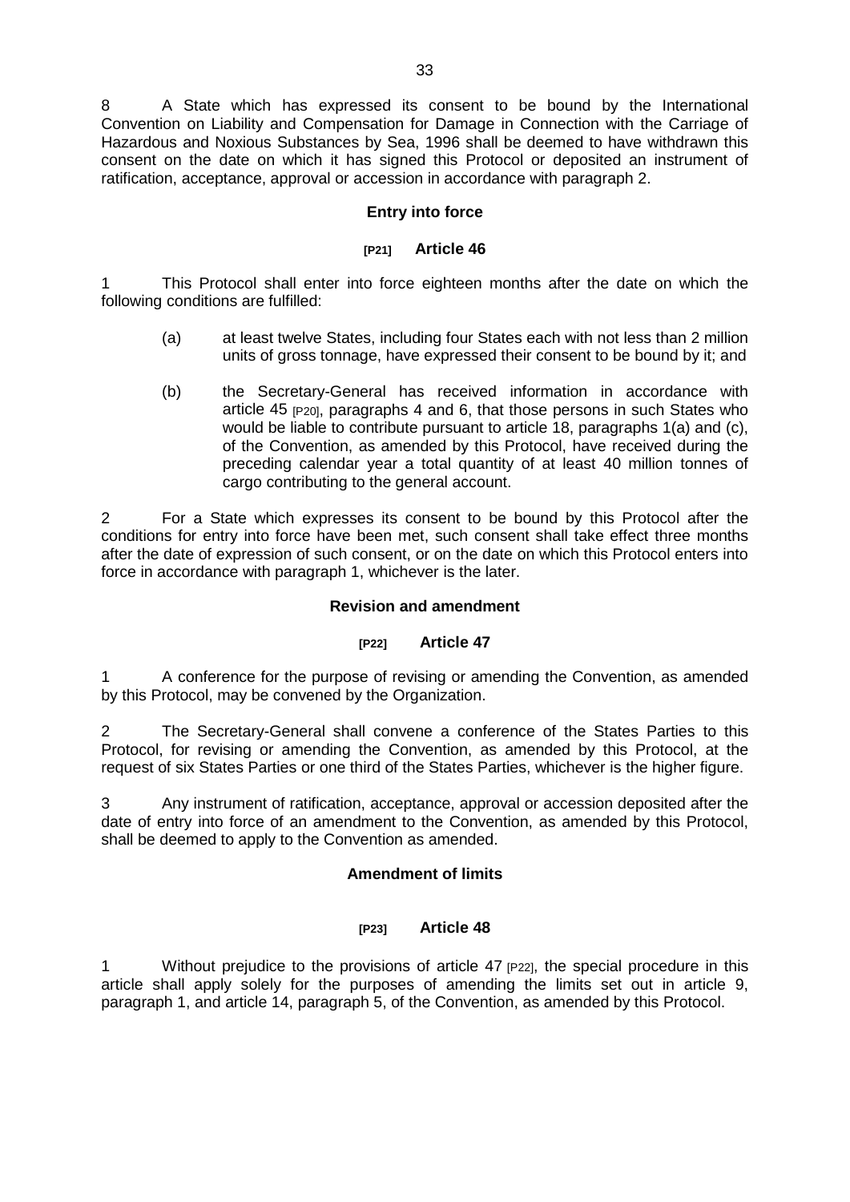8 A State which has expressed its consent to be bound by the International Convention on Liability and Compensation for Damage in Connection with the Carriage of Hazardous and Noxious Substances by Sea, 1996 shall be deemed to have withdrawn this consent on the date on which it has signed this Protocol or deposited an instrument of ratification, acceptance, approval or accession in accordance with paragraph 2.

**Entry into force**

**[P21] Article 46**

1 This Protocol shall enter into force eighteen months after the date on which the following conditions are fulfilled:

(a) at least twelve States, including four States each with not less than 2 million units of gross tonnage, have expressed their consent to be bound by it; and

(b) the Secretary-General has received information in accordance with article 45 [P20], paragraphs 4 and 6, that those persons in such States who would be liable to contribute pursuant to article 18, paragraphs 1(a) and (c), of the Convention, as amended by this Protocol, have received during the preceding calendar year a total quantity of at least 40 million tonnes of cargo contributing to the general account.

2 For a State which expresses its consent to be bound by this Protocol after the conditions for entry into force have been met, such consent shall take effect three months after the date of expression of such consent, or on the date on which this Protocol enters into force in accordance with paragraph 1, whichever is the later.

**Revision and amendment**

**[P22] Article 47**

1 A conference for the purpose of revising or amending the Convention, as amended by this Protocol, may be convened by the Organization.

2 The Secretary-General shall convene a conference of the States Parties to this Protocol, for revising or amending the Convention, as amended by this Protocol, at the request of six States Parties or one third of the States Parties, whichever is the higher figure.

3 Any instrument of ratification, acceptance, approval or accession deposited after the date of entry into force of an amendment to the Convention, as amended by this Protocol, shall be deemed to apply to the Convention as amended.

**Amendment of limits**

**[P23] Article 48**

1 Without prejudice to the provisions of article 47 [P22], the special procedure in this article shall apply solely for the purposes of amending the limits set out in article 9, paragraph 1, and article 14, paragraph 5, of the Convention, as amended by this Protocol.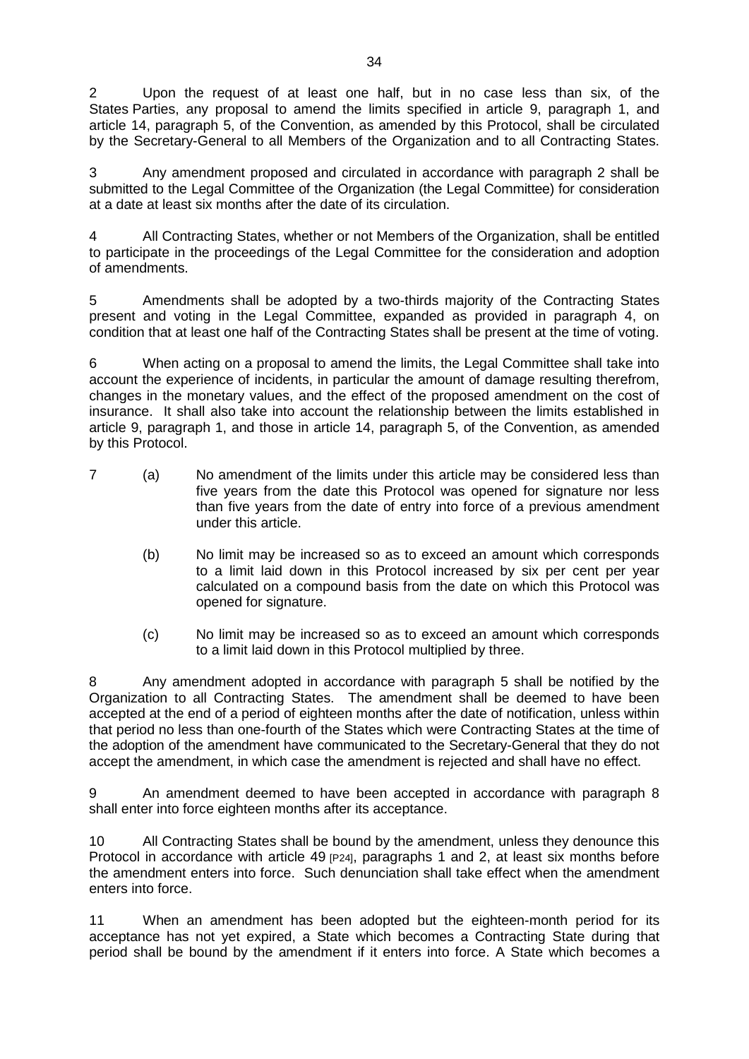2 Upon the request of at least one half, but in no case less than six, of the States Parties, any proposal to amend the limits specified in article 9, paragraph 1, and article 14, paragraph 5, of the Convention, as amended by this Protocol, shall be circulated by the Secretary-General to all Members of the Organization and to all Contracting States.

3 Any amendment proposed and circulated in accordance with paragraph 2 shall be submitted to the Legal Committee of the Organization (the Legal Committee) for consideration at a date at least six months after the date of its circulation.

4 All Contracting States, whether or not Members of the Organization, shall be entitled to participate in the proceedings of the Legal Committee for the consideration and adoption of amendments.

5 Amendments shall be adopted by a two-thirds majority of the Contracting States present and voting in the Legal Committee, expanded as provided in paragraph 4, on condition that at least one half of the Contracting States shall be present at the time of voting.

6 When acting on a proposal to amend the limits, the Legal Committee shall take into account the experience of incidents, in particular the amount of damage resulting therefrom, changes in the monetary values, and the effect of the proposed amendment on the cost of insurance. It shall also take into account the relationship between the limits established in article 9, paragraph 1, and those in article 14, paragraph 5, of the Convention, as amended by this Protocol.

7 (a) No amendment of the limits under this article may be considered less than five years from the date this Protocol was opened for signature nor less than five years from the date of entry into force of a previous amendment under this article.

(b) No limit may be increased so as to exceed an amount which corresponds to a limit laid down in this Protocol increased by six per cent per year calculated on a compound basis from the date on which this Protocol was opened for signature.

(c) No limit may be increased so as to exceed an amount which corresponds to a limit laid down in this Protocol multiplied by three.

8 Any amendment adopted in accordance with paragraph 5 shall be notified by the Organization to all Contracting States. The amendment shall be deemed to have been accepted at the end of a period of eighteen months after the date of notification, unless within that period no less than one-fourth of the States which were Contracting States at the time of the adoption of the amendment have communicated to the Secretary-General that they do not accept the amendment, in which case the amendment is rejected and shall have no effect.

9 An amendment deemed to have been accepted in accordance with paragraph 8 shall enter into force eighteen months after its acceptance.

10 All Contracting States shall be bound by the amendment, unless they denounce this Protocol in accordance with article 49 [P24], paragraphs 1 and 2, at least six months before the amendment enters into force. Such denunciation shall take effect when the amendment enters into force.

11 When an amendment has been adopted but the eighteen-month period for its acceptance has not yet expired, a State which becomes a Contracting State during that period shall be bound by the amendment if it enters into force. A State which becomes a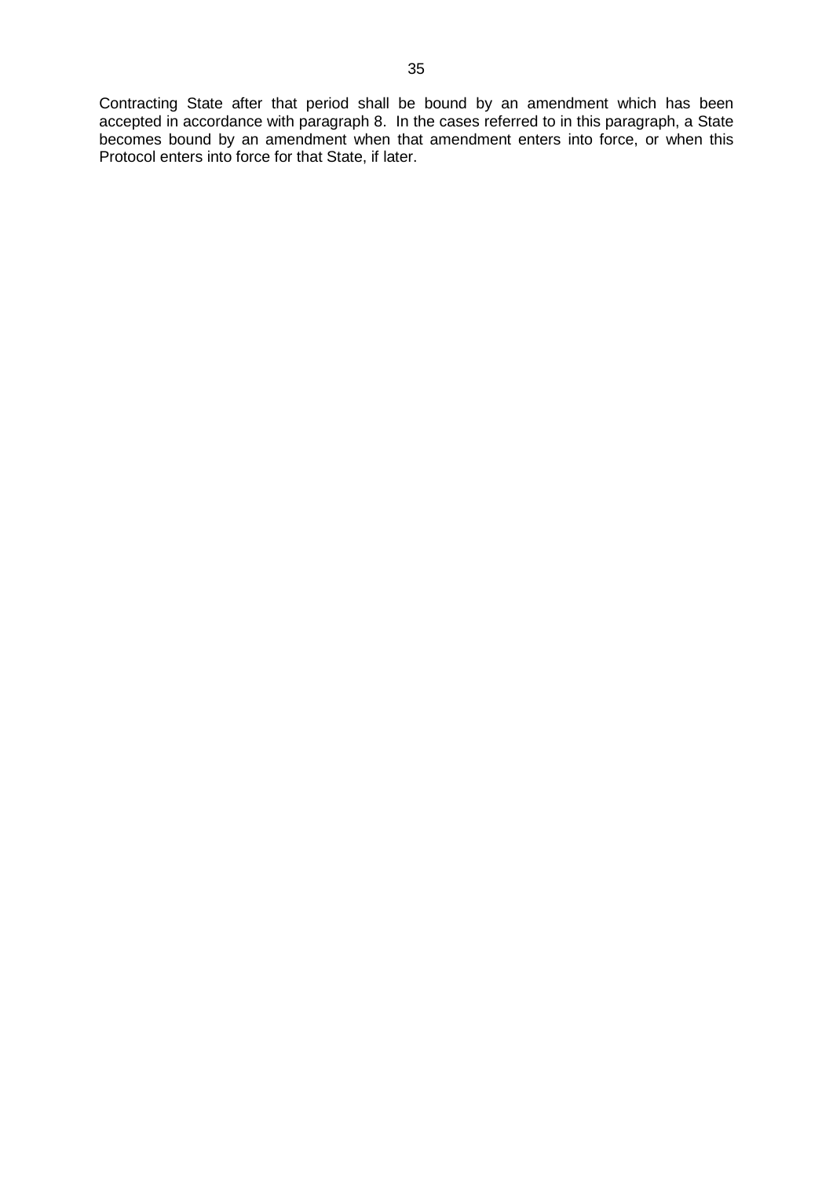Contracting State after that period shall be bound by an amendment which has been accepted in accordance with paragraph 8. In the cases referred to in this paragraph, a State becomes bound by an amendment when that amendment enters into force, or when this Protocol enters into force for that State, if later.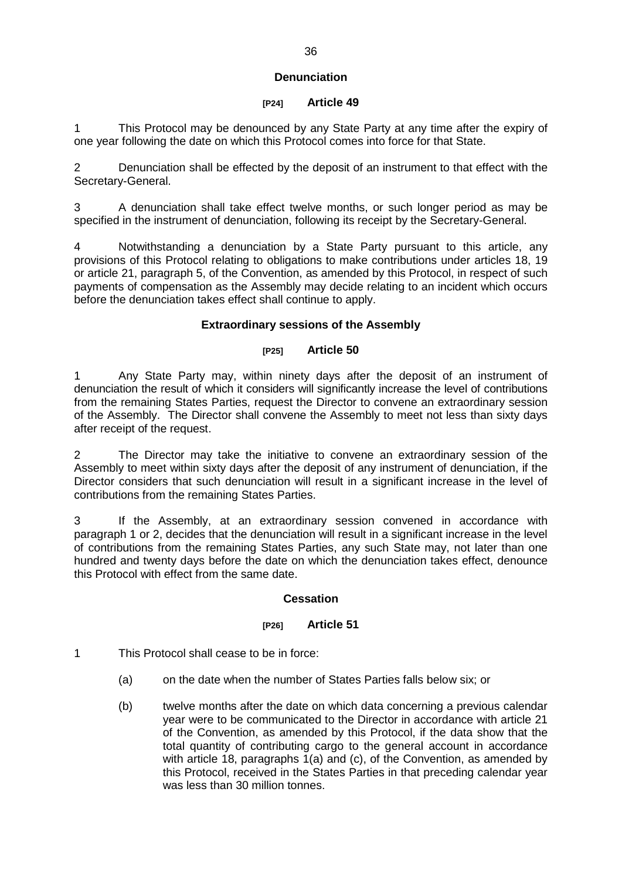## Denunciation

### [P24] Article 49

1 This Protocol may be denounced by any State Party at any time after the expiry of one year following the date on which this Protocol comes into force for that State.

2 Denunciation shall be effected by the deposit of an instrument to that effect with the Secretary-General.

3 A denunciation shall take effect twelve months, or such longer period as may be specified in the instrument of denunciation, following its receipt by the Secretary-General.

4 Notwithstanding a denunciation by a State Party pursuant to this article, any provisions of this Protocol relating to obligations to make contributions under articles 18, 19 or article 21, paragraph 5, of the Convention, as amended by this Protocol, in respect of such payments of compensation as the Assembly may decide relating to an incident which occurs before the denunciation takes effect shall continue to apply.

## Extraordinary sessions of the Assembly

### [P25] Article 50

1 Any State Party may, within ninety days after the deposit of an instrument of denunciation the result of which it considers will significantly increase the level of contributions from the remaining States Parties, request the Director to convene an extraordinary session of the Assembly. The Director shall convene the Assembly to meet not less than sixty days after receipt of the request.

2 The Director may take the initiative to convene an extraordinary session of the Assembly to meet within sixty days after the deposit of any instrument of denunciation, if the Director considers that such denunciation will result in a significant increase in the level of contributions from the remaining States Parties.

3 If the Assembly, at an extraordinary session convened in accordance with paragraph 1 or 2, decides that the denunciation will result in a significant increase in the level of contributions from the remaining States Parties, any such State may, not later than one hundred and twenty days before the date on which the denunciation takes effect, denounce this Protocol with effect from the same date.

## Cessation

### [P26] Article 51

1 This Protocol shall cease to be in force:

(a) on the date when the number of States Parties falls below six; or

(b) twelve months after the date on which data concerning a previous calendar year were to be communicated to the Director in accordance with article 21 of the Convention, as amended by this Protocol, if the data show that the total quantity of contributing cargo to the general account in accordance with article 18, paragraphs 1(a) and (c), of the Convention, as amended by this Protocol, received in the States Parties in that preceding calendar year was less than 30 million tonnes.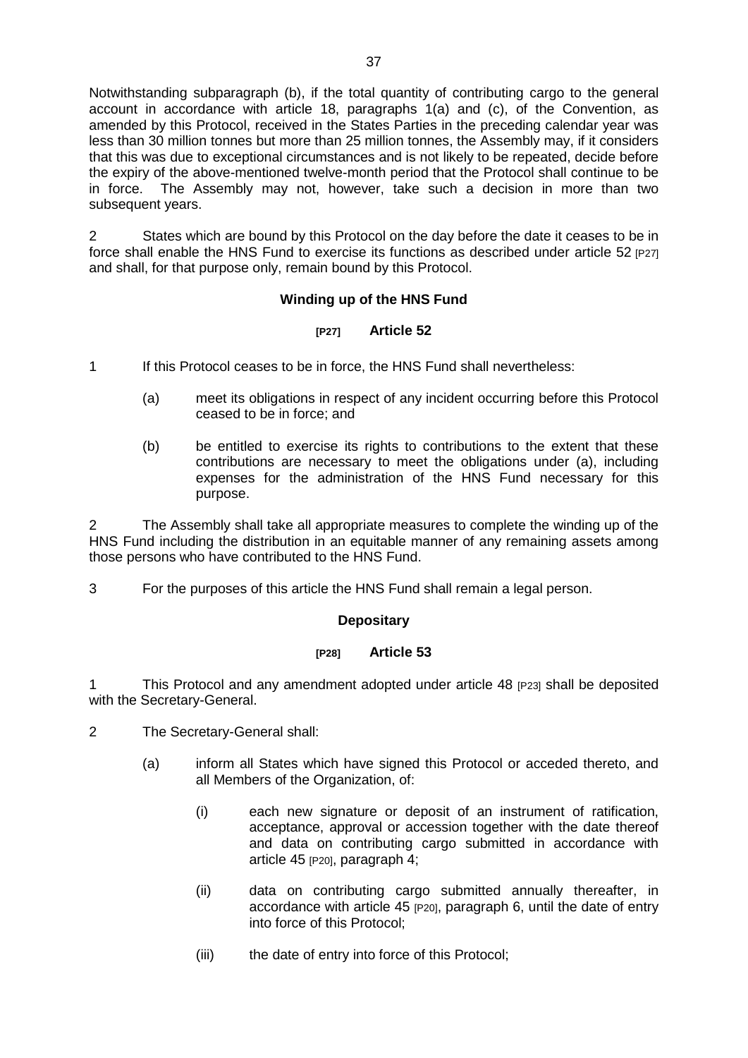Notwithstanding subparagraph (b), if the total quantity of contributing cargo to the general account in accordance with article 18, paragraphs 1(a) and (c), of the Convention, as amended by this Protocol, received in the States Parties in the preceding calendar year was less than 30 million tonnes but more than 25 million tonnes, the Assembly may, if it considers that this was due to exceptional circumstances and is not likely to be repeated, decide before the expiry of the above-mentioned twelve-month period that the Protocol shall continue to be in force. The Assembly may not, however, take such a decision in more than two subsequent years.

2 States which are bound by this Protocol on the day before the date it ceases to be in force shall enable the HNS Fund to exercise its functions as described under article 52 [P27] and shall, for that purpose only, remain bound by this Protocol.

**Winding up of the HNS Fund**

**[P27] Article 52**

1 If this Protocol ceases to be in force, the HNS Fund shall nevertheless:

(a) meet its obligations in respect of any incident occurring before this Protocol ceased to be in force; and

(b) be entitled to exercise its rights to contributions to the extent that these contributions are necessary to meet the obligations under (a), including expenses for the administration of the HNS Fund necessary for this purpose.

2 The Assembly shall take all appropriate measures to complete the winding up of the HNS Fund including the distribution in an equitable manner of any remaining assets among those persons who have contributed to the HNS Fund.

3 For the purposes of this article the HNS Fund shall remain a legal person.

**Depositary**

**[P28] Article 53**

1 This Protocol and any amendment adopted under article 48 [P23] shall be deposited with the Secretary-General.

2 The Secretary-General shall:

(a) inform all States which have signed this Protocol or acceded thereto, and all Members of the Organization, of:

(i) each new signature or deposit of an instrument of ratification, acceptance, approval or accession together with the date thereof and data on contributing cargo submitted in accordance with article 45 [P20], paragraph 4;

(ii) data on contributing cargo submitted annually thereafter, in accordance with article 45 [P20], paragraph 6, until the date of entry into force of this Protocol;

(iii) the date of entry into force of this Protocol;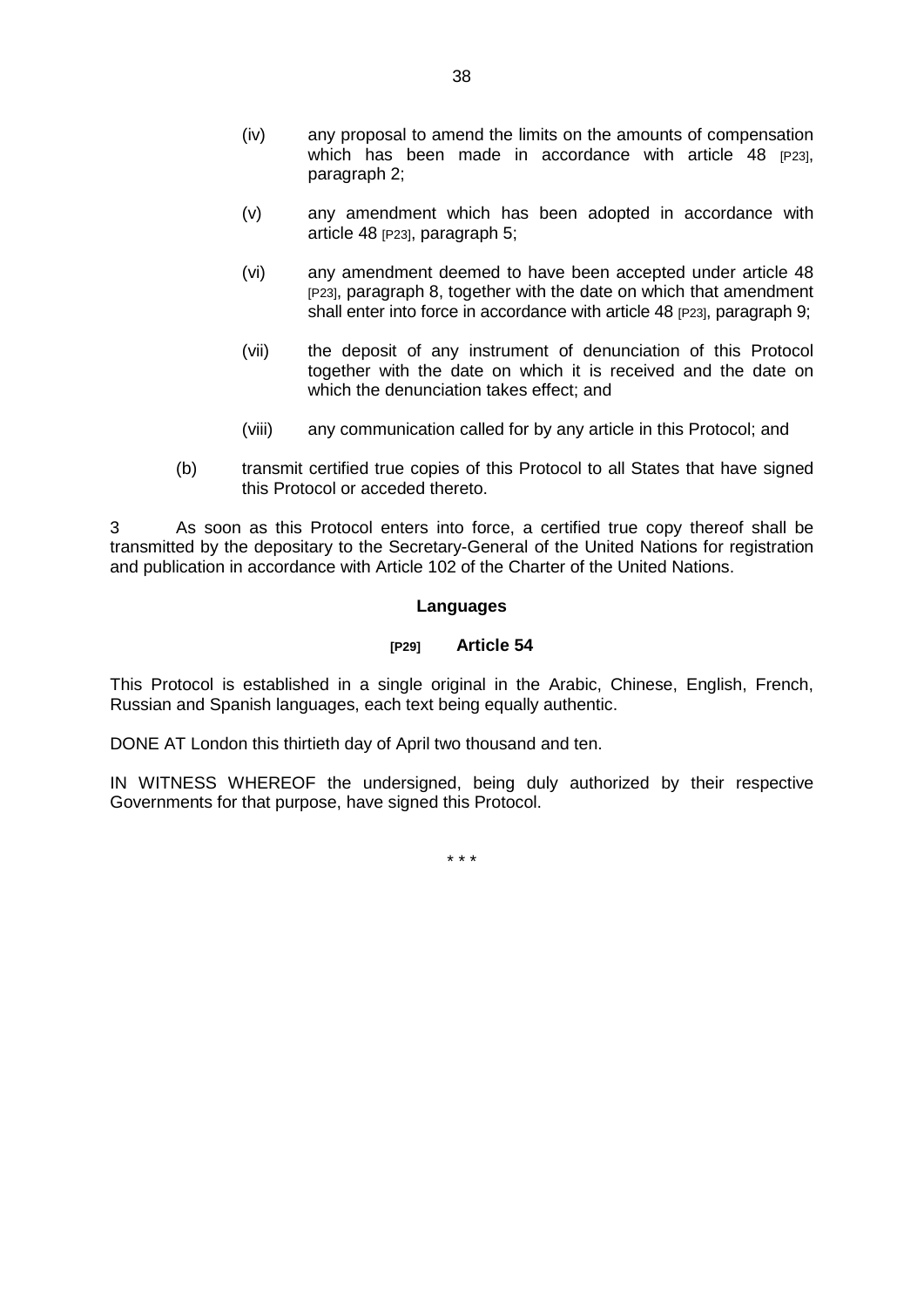(iv) any proposal to amend the limits on the amounts of compensation which has been made in accordance with article 48 [P23], paragraph 2;

    (v) any amendment which has been adopted in accordance with article 48 [P23], paragraph 5;

    (vi) any amendment deemed to have been accepted under article 48 [P23], paragraph 8, together with the date on which that amendment shall enter into force in accordance with article 48 [P23], paragraph 9;

    (vii) the deposit of any instrument of denunciation of this Protocol together with the date on which it is received and the date on which the denunciation takes effect; and

    (viii) any communication called for by any article in this Protocol; and

(b) transmit certified true copies of this Protocol to all States that have signed this Protocol or acceded thereto.

3 As soon as this Protocol enters into force, a certified true copy thereof shall be transmitted by the depositary to the Secretary-General of the United Nations for registration and publication in accordance with Article 102 of the Charter of the United Nations.

**Languages**

**[P29] Article 54**

This Protocol is established in a single original in the Arabic, Chinese, English, French, Russian and Spanish languages, each text being equally authentic.

DONE AT London this thirtieth day of April two thousand and ten.

IN WITNESS WHEREOF the undersigned, being duly authorized by their respective Governments for that purpose, have signed this Protocol.

\* \* \*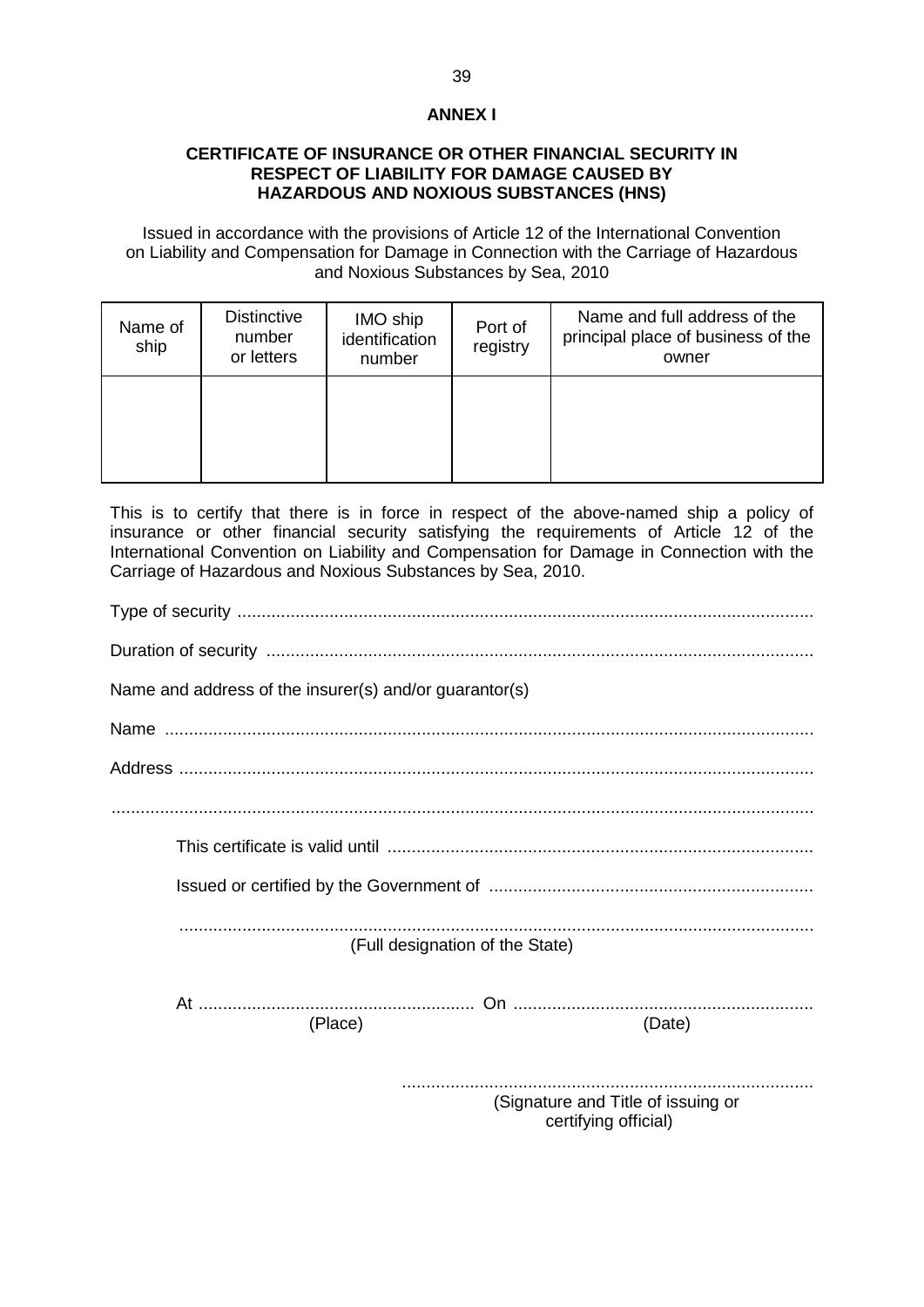**ANNEX I**

**CERTIFICATE OF INSURANCE OR OTHER FINANCIAL SECURITY IN RESPECT OF LIABILITY FOR DAMAGE CAUSED BY HAZARDOUS AND NOXIOUS SUBSTANCES (HNS)**

Issued in accordance with the provisions of Article 12 of the International Convention on Liability and Compensation for Damage in Connection with the Carriage of Hazardous and Noxious Substances by Sea, 2010

| Name of ship | Distinctive number or letters | IMO ship identification number | Port of registry | Name and full address of the principal place of business of the owner |
|---|---|---|---|---|
| | | | | |

This is to certify that there is in force in respect of the above-named ship a policy of insurance or other financial security satisfying the requirements of Article 12 of the International Convention on Liability and Compensation for Damage in Connection with the Carriage of Hazardous and Noxious Substances by Sea, 2010.

Type of security ..........................................................................................................................

Duration of security ....................................................................................................................

Name and address of the insurer(s) and/or guarantor(s)

Name ..........................................................................................................................................

Address .......................................................................................................................................

......................................................................................................................................................

This certificate is valid until ..........................................................................................

Issued or certified by the Government of ....................................................................

.......................................................................................................................
(Full designation of the State)

At ......................................................... On .............................................................
(Place) (Date)

.....................................................................................
(Signature and Title of issuing or certifying official)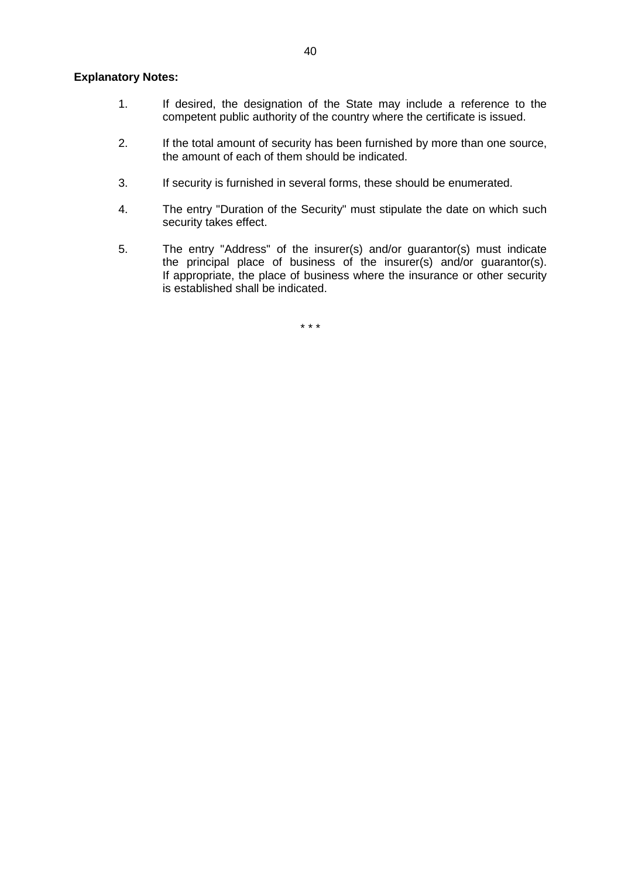**Explanatory Notes:**

1. If desired, the designation of the State may include a reference to the competent public authority of the country where the certificate is issued.

2. If the total amount of security has been furnished by more than one source, the amount of each of them should be indicated.

3. If security is furnished in several forms, these should be enumerated.

4. The entry "Duration of the Security" must stipulate the date on which such security takes effect.

5. The entry "Address" of the insurer(s) and/or guarantor(s) must indicate the principal place of business of the insurer(s) and/or guarantor(s). If appropriate, the place of business where the insurance or other security is established shall be indicated.

\* \* \*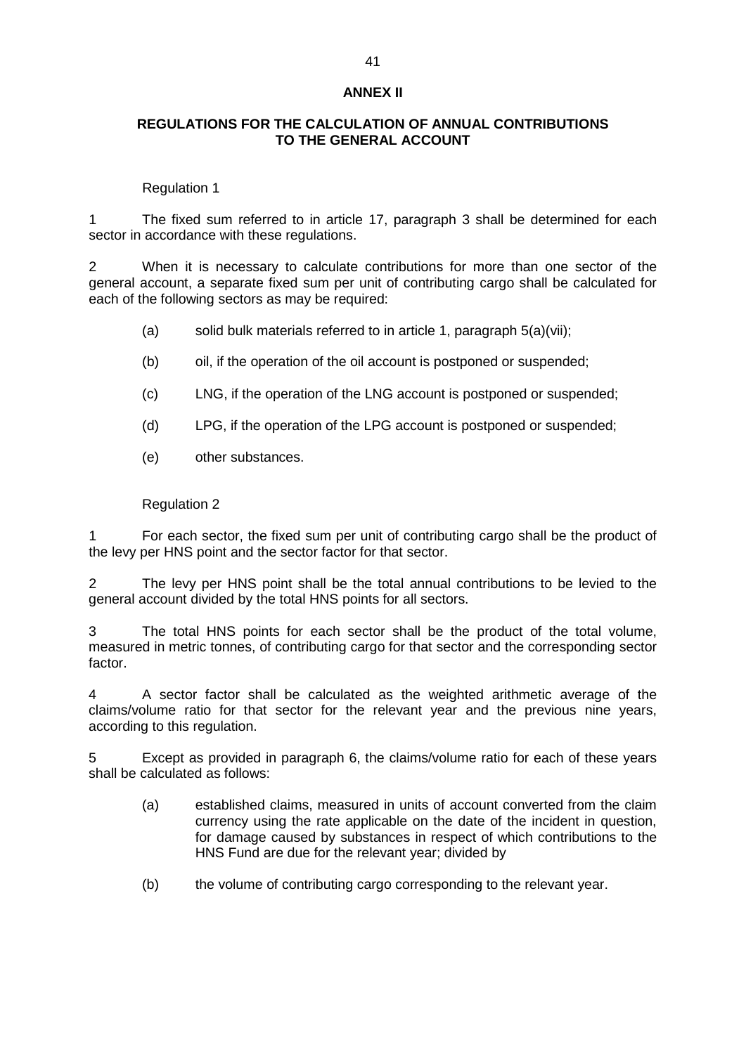## ANNEX II

### REGULATIONS FOR THE CALCULATION OF ANNUAL CONTRIBUTIONS TO THE GENERAL ACCOUNT

Regulation 1

1 The fixed sum referred to in article 17, paragraph 3 shall be determined for each sector in accordance with these regulations.

2 When it is necessary to calculate contributions for more than one sector of the general account, a separate fixed sum per unit of contributing cargo shall be calculated for each of the following sectors as may be required:

(a) solid bulk materials referred to in article 1, paragraph 5(a)(vii);

(b) oil, if the operation of the oil account is postponed or suspended;

(c) LNG, if the operation of the LNG account is postponed or suspended;

(d) LPG, if the operation of the LPG account is postponed or suspended;

(e) other substances.

Regulation 2

1 For each sector, the fixed sum per unit of contributing cargo shall be the product of the levy per HNS point and the sector factor for that sector.

2 The levy per HNS point shall be the total annual contributions to be levied to the general account divided by the total HNS points for all sectors.

3 The total HNS points for each sector shall be the product of the total volume, measured in metric tonnes, of contributing cargo for that sector and the corresponding sector factor.

4 A sector factor shall be calculated as the weighted arithmetic average of the claims/volume ratio for that sector for the relevant year and the previous nine years, according to this regulation.

5 Except as provided in paragraph 6, the claims/volume ratio for each of these years shall be calculated as follows:

(a) established claims, measured in units of account converted from the claim currency using the rate applicable on the date of the incident in question, for damage caused by substances in respect of which contributions to the HNS Fund are due for the relevant year; divided by

(b) the volume of contributing cargo corresponding to the relevant year.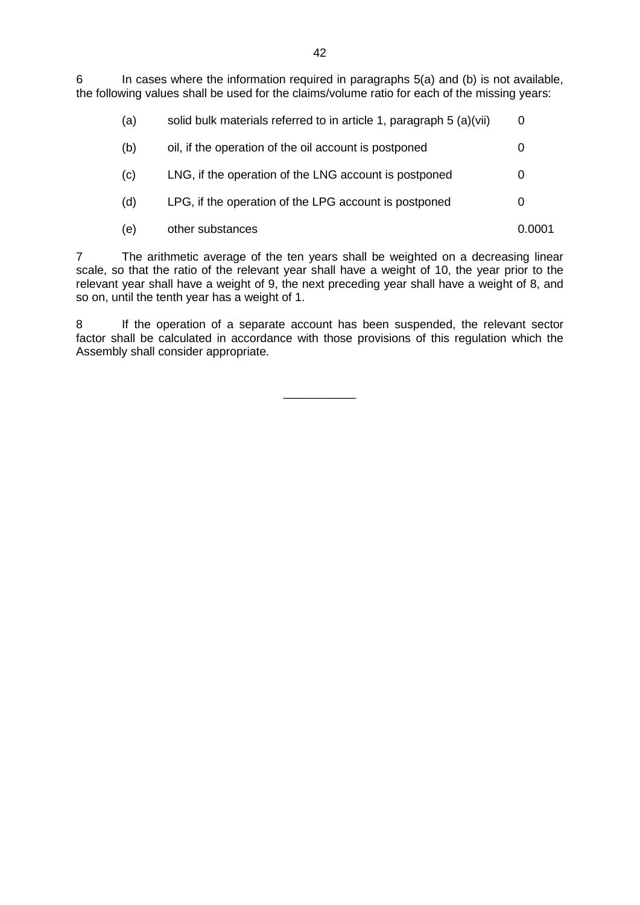6 In cases where the information required in paragraphs 5(a) and (b) is not available, the following values shall be used for the claims/volume ratio for each of the missing years:

| | | |
|---|---|---|
| (a) | solid bulk materials referred to in article 1, paragraph 5 (a)(vii) | 0 |
| (b) | oil, if the operation of the oil account is postponed | 0 |
| (c) | LNG, if the operation of the LNG account is postponed | 0 |
| (d) | LPG, if the operation of the LPG account is postponed | 0 |
| (e) | other substances | 0.0001 |

7 The arithmetic average of the ten years shall be weighted on a decreasing linear scale, so that the ratio of the relevant year shall have a weight of 10, the year prior to the relevant year shall have a weight of 9, the next preceding year shall have a weight of 8, and so on, until the tenth year has a weight of 1.

8 If the operation of a separate account has been suspended, the relevant sector factor shall be calculated in accordance with those provisions of this regulation which the Assembly shall consider appropriate.

___________